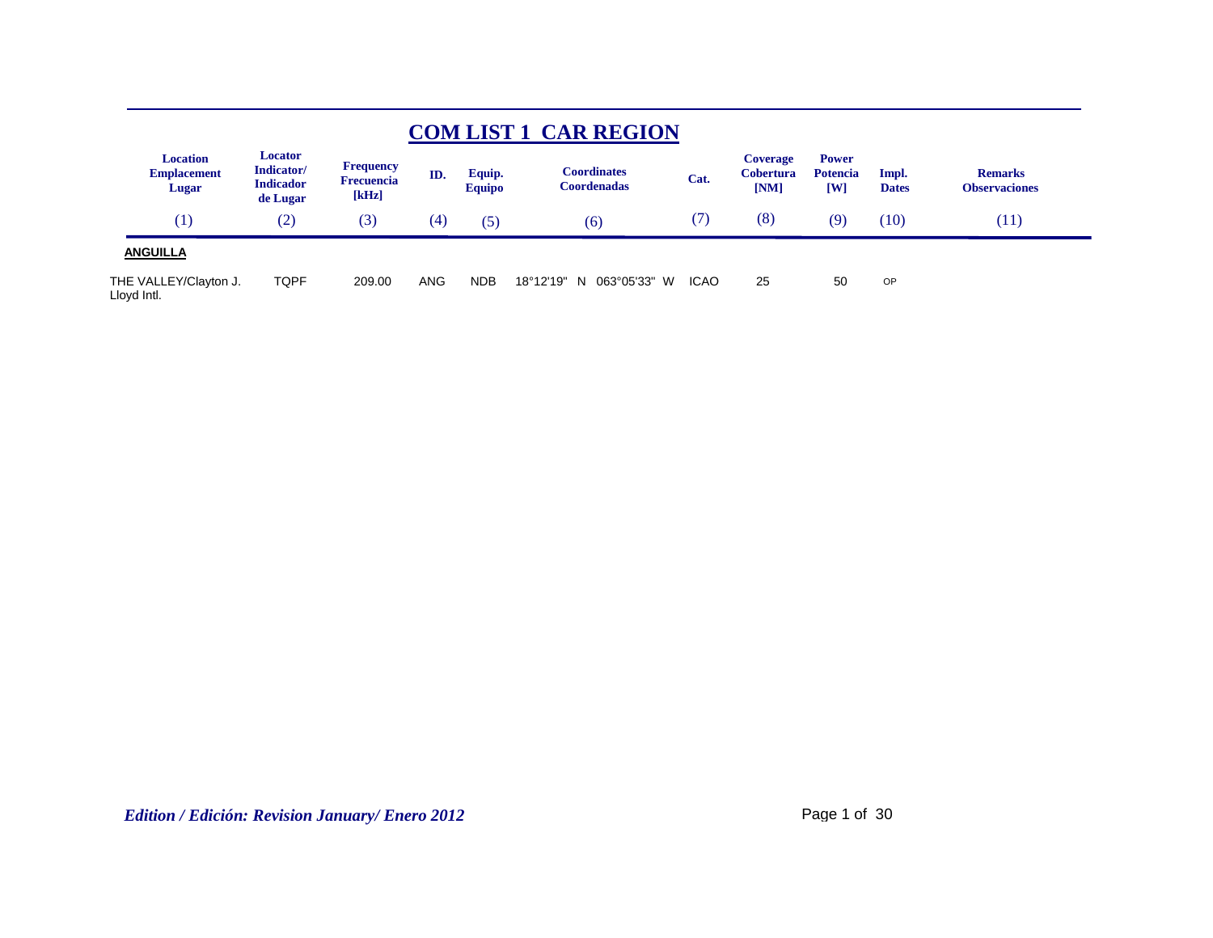# COM LIST 1 CAR REGION

| Location Emplacement Lugar | Locator Indicator/ Indicador de Lugar | Frequency Frecuencia [kHz] | ID. | Equip. Equipo | Coordinates Coordenadas | Cat. | Coverage Cobertura [NM] | Power Potencia [W] | Impl. Dates | Remarks Observaciones |
|---|---|---|---|---|---|---|---|---|---|---|
| (1) | (2) | (3) | (4) | (5) | (6) | (7) | (8) | (9) | (10) | (11) |
| **ANGUILLA** | | | | | | | | | | |
| THE VALLEY/Clayton J. Lloyd Intl. | TQPF | 209.00 | ANG | NDB | 18°12'19" N 063°05'33" W | ICAO | 25 | 50 | OP | |

*Edition / Edición: Revision January/ Enero 2012*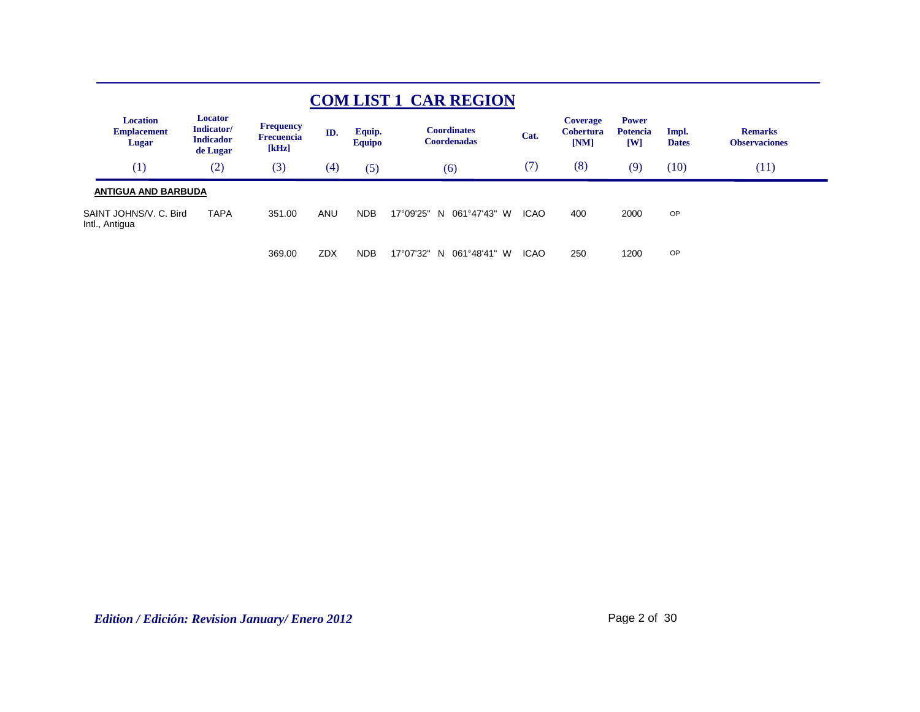# COM LIST 1 CAR REGION

| Location Emplacement Lugar | Locator Indicator/ Indicador de Lugar | Frequency Frecuencia [kHz] | ID. | Equip. Equipo | Coordinates Coordenadas | Cat. | Coverage Cobertura [NM] | Power Potencia [W] | Impl. Dates | Remarks Observaciones |
|---|---|---|---|---|---|---|---|---|---|---|
| (1) | (2) | (3) | (4) | (5) | (6) | (7) | (8) | (9) | (10) | (11) |
| **ANTIGUA AND BARBUDA** | | | | | | | | | | |
| SAINT JOHNS/V. C. Bird Intl., Antigua | TAPA | 351.00 | ANU | NDB | 17°09'25" N 061°47'43" W | ICAO | 400 | 2000 | OP | |
| | | 369.00 | ZDX | NDB | 17°07'32" N 061°48'41" W | ICAO | 250 | 1200 | OP | |

*Edition / Edición: Revision January/ Enero 2012*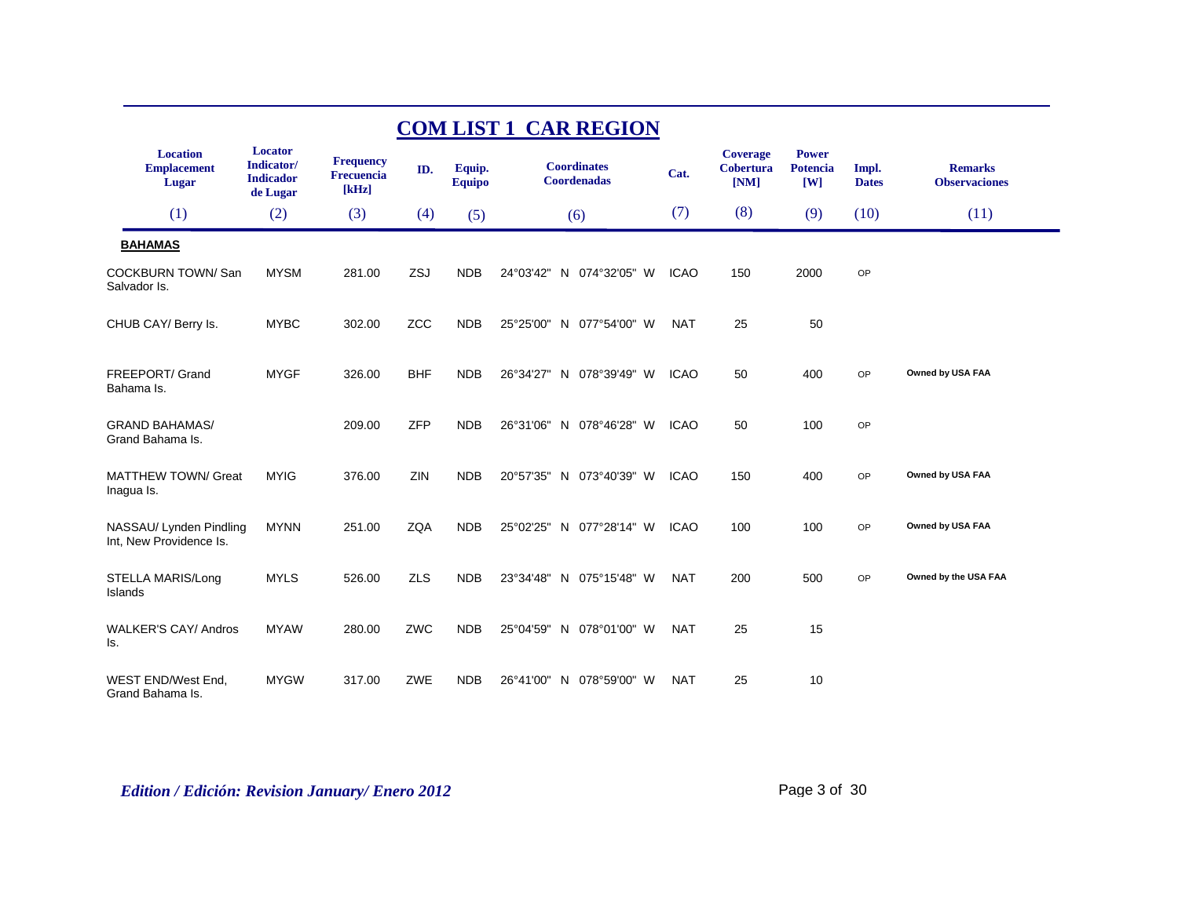# COM LIST 1 CAR REGION

| Location Emplacement Lugar | Locator Indicator/ Indicador de Lugar | Frequency Frecuencia [kHz] | ID. | Equip. Equipo | Coordinates Coordenadas | Cat. | Coverage Cobertura [NM] | Power Potencia [W] | Impl. Dates | Remarks Observaciones |
|---|---|---|---|---|---|---|---|---|---|---|
| (1) | (2) | (3) | (4) | (5) | (6) | (7) | (8) | (9) | (10) | (11) |
| **BAHAMAS** | | | | | | | | | | |
| COCKBURN TOWN/ San Salvador Is. | MYSM | 281.00 | ZSJ | NDB | 24°03'42" N 074°32'05" W | ICAO | 150 | 2000 | OP | |
| CHUB CAY/ Berry Is. | MYBC | 302.00 | ZCC | NDB | 25°25'00" N 077°54'00" W | NAT | 25 | 50 | | |
| FREEPORT/ Grand Bahama Is. | MYGF | 326.00 | BHF | NDB | 26°34'27" N 078°39'49" W | ICAO | 50 | 400 | OP | **Owned by USA FAA** |
| GRAND BAHAMAS/ Grand Bahama Is. | | 209.00 | ZFP | NDB | 26°31'06" N 078°46'28" W | ICAO | 50 | 100 | OP | |
| MATTHEW TOWN/ Great Inagua Is. | MYIG | 376.00 | ZIN | NDB | 20°57'35" N 073°40'39" W | ICAO | 150 | 400 | OP | **Owned by USA FAA** |
| NASSAU/ Lynden Pindling Int, New Providence Is. | MYNN | 251.00 | ZQA | NDB | 25°02'25" N 077°28'14" W | ICAO | 100 | 100 | OP | **Owned by USA FAA** |
| STELLA MARIS/Long Islands | MYLS | 526.00 | ZLS | NDB | 23°34'48" N 075°15'48" W | NAT | 200 | 500 | OP | **Owned by the USA FAA** |
| WALKER'S CAY/ Andros Is. | MYAW | 280.00 | ZWC | NDB | 25°04'59" N 078°01'00" W | NAT | 25 | 15 | | |
| WEST END/West End, Grand Bahama Is. | MYGW | 317.00 | ZWE | NDB | 26°41'00" N 078°59'00" W | NAT | 25 | 10 | | |

*Edition / Edición: Revision January/ Enero 2012*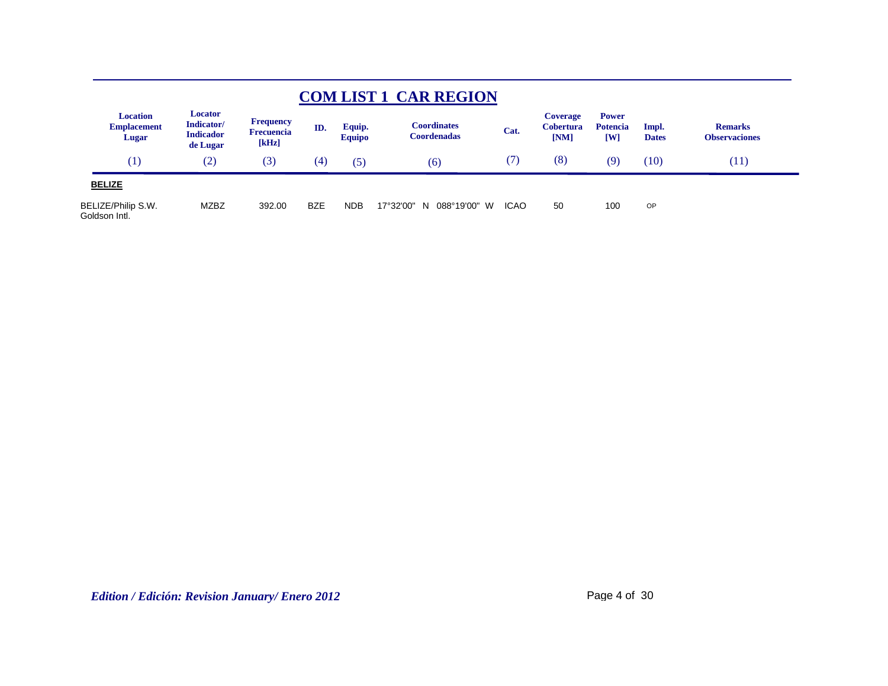## COM LIST 1 CAR REGION

| Location Emplacement Lugar | Locator Indicator/ Indicador de Lugar | Frequency Frecuencia [kHz] | ID. | Equip. Equipo | Coordinates Coordenadas | Cat. | Coverage Cobertura [NM] | Power Potencia [W] | Impl. Dates | Remarks Observaciones |
|---|---|---|---|---|---|---|---|---|---|---|
| (1) | (2) | (3) | (4) | (5) | (6) | (7) | (8) | (9) | (10) | (11) |
| **BELIZE** | | | | | | | | | | |
| BELIZE/Philip S.W. Goldson Intl. | MZBZ | 392.00 | BZE | NDB | 17°32'00" N 088°19'00" W | ICAO | 50 | 100 | OP | |

*Edition / Edición: Revision January/ Enero 2012*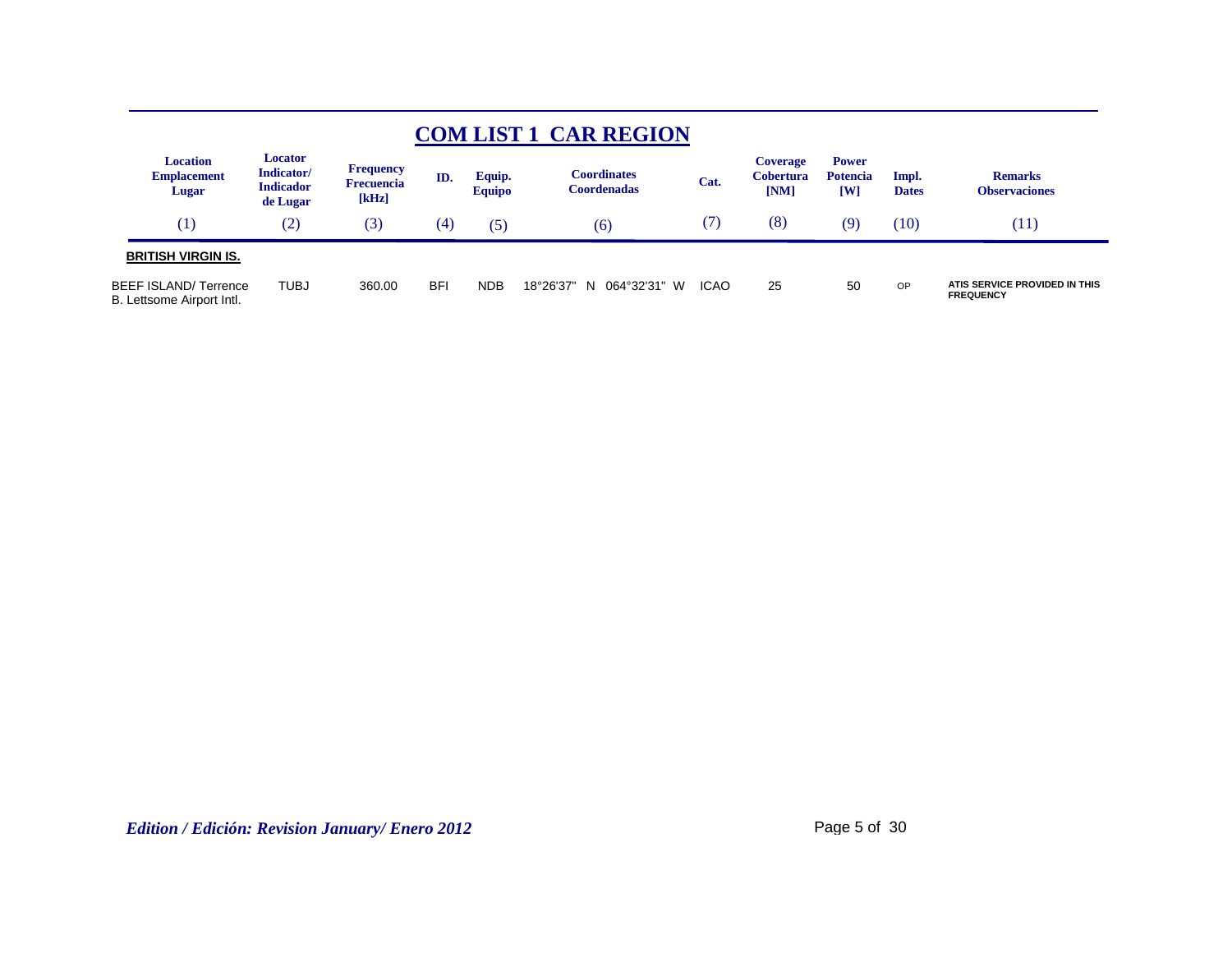# COM LIST 1 CAR REGION

| Location Emplacement Lugar | Locator Indicator/ Indicador de Lugar | Frequency Frecuencia [kHz] | ID. | Equip. Equipo | Coordinates Coordenadas | Cat. | Coverage Cobertura [NM] | Power Potencia [W] | Impl. Dates | Remarks Observaciones |
|---|---|---|---|---|---|---|---|---|---|---|
| (1) | (2) | (3) | (4) | (5) | (6) | (7) | (8) | (9) | (10) | (11) |
| **BRITISH VIRGIN IS.** | | | | | | | | | | |
| BEEF ISLAND/ Terrence B. Lettsome Airport Intl. | TUBJ | 360.00 | BFI | NDB | 18°26'37" N 064°32'31" W | ICAO | 25 | 50 | OP | ATIS SERVICE PROVIDED IN THIS FREQUENCY |

*Edition / Edición: Revision January/ Enero 2012*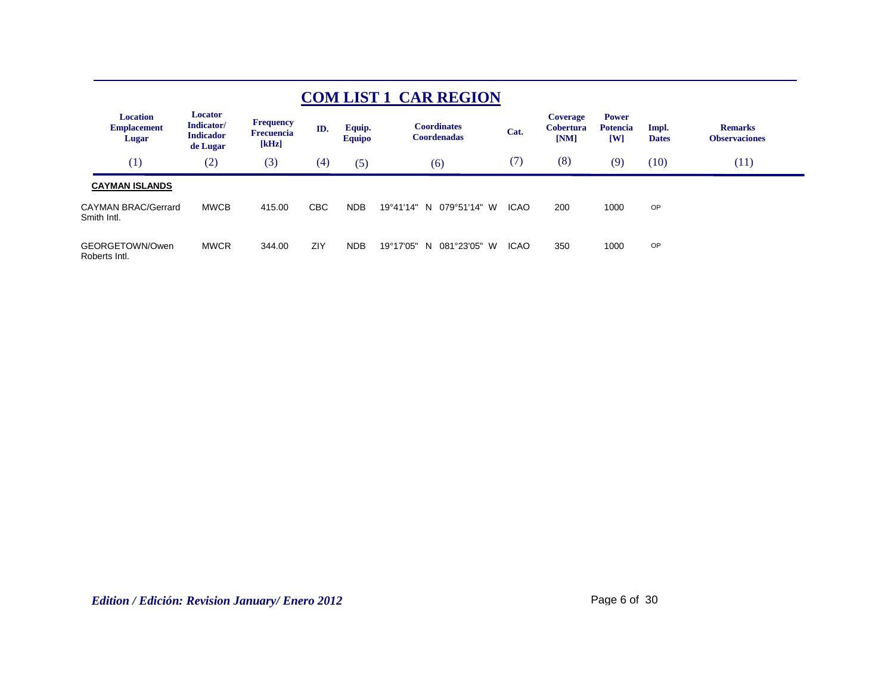## COM LIST 1 CAR REGION

| Location Emplacement Lugar | Locator Indicator/ Indicador de Lugar | Frequency Frecuencia [kHz] | ID. | Equip. Equipo | Coordinates Coordenadas | Cat. | Coverage Cobertura [NM] | Power Potencia [W] | Impl. Dates | Remarks Observaciones |
|---|---|---|---|---|---|---|---|---|---|---|
| (1) | (2) | (3) | (4) | (5) | (6) | (7) | (8) | (9) | (10) | (11) |
| **CAYMAN ISLANDS** | | | | | | | | | | |
| CAYMAN BRAC/Gerrard Smith Intl. | MWCB | 415.00 | CBC | NDB | 19°41'14" N 079°51'14" W | ICAO | 200 | 1000 | OP | |
| GEORGETOWN/Owen Roberts Intl. | MWCR | 344.00 | ZIY | NDB | 19°17'05" N 081°23'05" W | ICAO | 350 | 1000 | OP | |

*Edition / Edición: Revision January/ Enero 2012*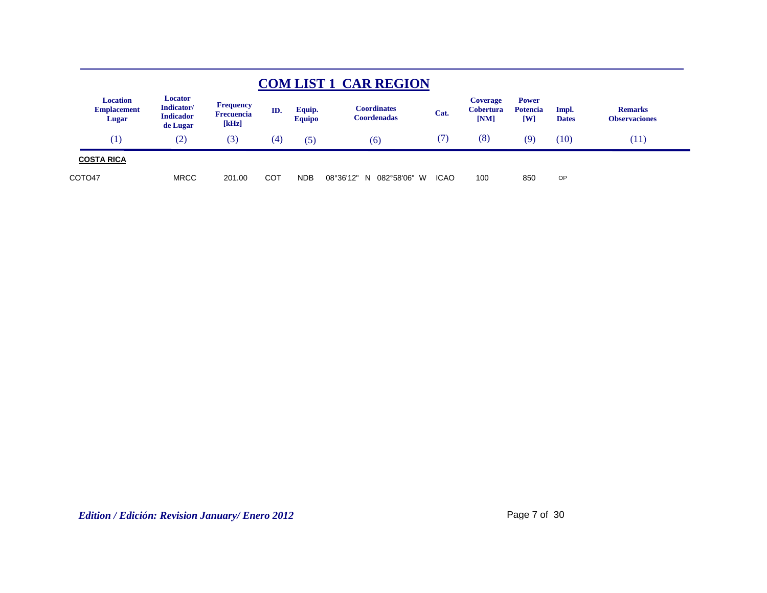# COM LIST 1 CAR REGION

| Location Emplacement Lugar | Locator Indicator/ Indicador de Lugar | Frequency Frecuencia [kHz] | ID. | Equip. Equipo | Coordinates Coordenadas | Cat. | Coverage Cobertura [NM] | Power Potencia [W] | Impl. Dates | Remarks Observaciones |
|---|---|---|---|---|---|---|---|---|---|---|
| (1) | (2) | (3) | (4) | (5) | (6) | (7) | (8) | (9) | (10) | (11) |
| **COSTA RICA** | | | | | | | | | | |
| COTO47 | MRCC | 201.00 | COT | NDB | 08°36'12" N 082°58'06" W | ICAO | 100 | 850 | OP | |

*Edition / Edición: Revision January/ Enero 2012*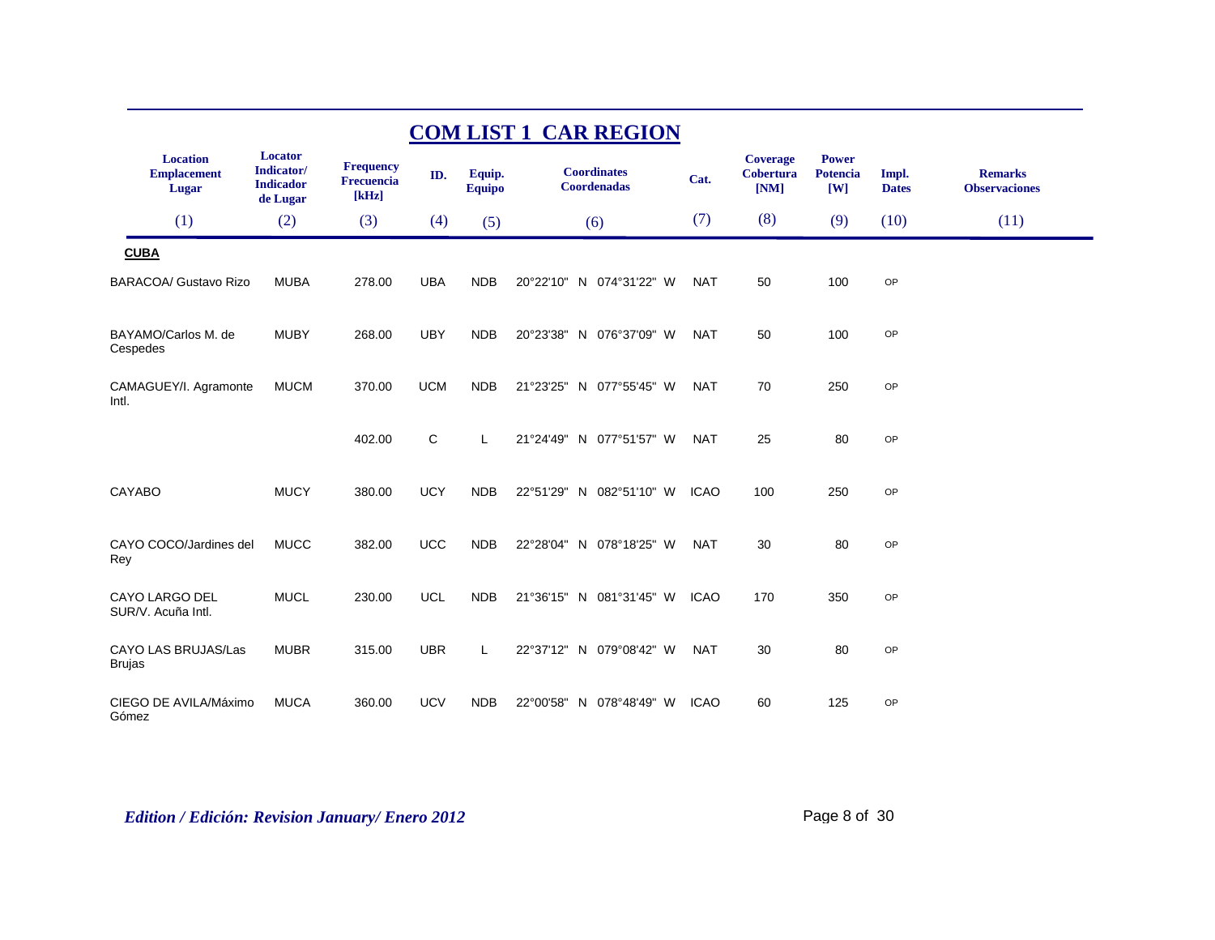# COM LIST 1 CAR REGION

| Location Emplacement Lugar | Locator Indicator/ Indicador de Lugar | Frequency Frecuencia [kHz] | ID. | Equip. Equipo | Coordinates Coordenadas | Cat. | Coverage Cobertura [NM] | Power Potencia [W] | Impl. Dates | Remarks Observaciones |
|---|---|---|---|---|---|---|---|---|---|---|
| (1) | (2) | (3) | (4) | (5) | (6) | (7) | (8) | (9) | (10) | (11) |
| **CUBA** | | | | | | | | | | |
| BARACOA/ Gustavo Rizo | MUBA | 278.00 | UBA | NDB | 20°22'10" N 074°31'22" W | NAT | 50 | 100 | OP | |
| BAYAMO/Carlos M. de Cespedes | MUBY | 268.00 | UBY | NDB | 20°23'38" N 076°37'09" W | NAT | 50 | 100 | OP | |
| CAMAGUEY/I. Agramonte Intl. | MUCM | 370.00 | UCM | NDB | 21°23'25" N 077°55'45" W | NAT | 70 | 250 | OP | |
| | | 402.00 | C | L | 21°24'49" N 077°51'57" W | NAT | 25 | 80 | OP | |
| CAYABO | MUCY | 380.00 | UCY | NDB | 22°51'29" N 082°51'10" W | ICAO | 100 | 250 | OP | |
| CAYO COCO/Jardines del Rey | MUCC | 382.00 | UCC | NDB | 22°28'04" N 078°18'25" W | NAT | 30 | 80 | OP | |
| CAYO LARGO DEL SUR/V. Acuña Intl. | MUCL | 230.00 | UCL | NDB | 21°36'15" N 081°31'45" W | ICAO | 170 | 350 | OP | |
| CAYO LAS BRUJAS/Las Brujas | MUBR | 315.00 | UBR | L | 22°37'12" N 079°08'42" W | NAT | 30 | 80 | OP | |
| CIEGO DE AVILA/Máximo Gómez | MUCA | 360.00 | UCV | NDB | 22°00'58" N 078°48'49" W | ICAO | 60 | 125 | OP | |

*Edition / Edición: Revision January/ Enero 2012*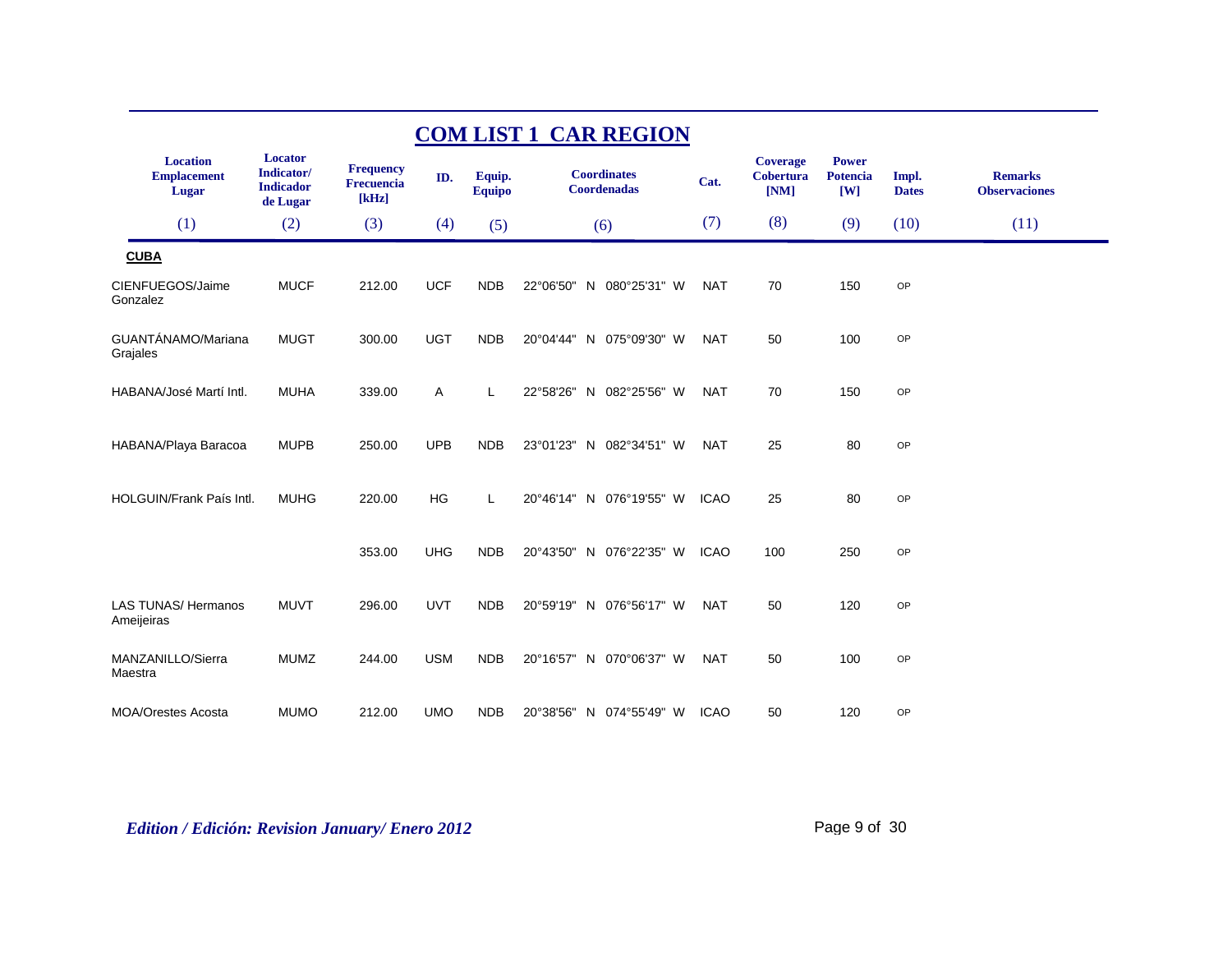# COM LIST 1 CAR REGION

| Location Emplacement Lugar | Locator Indicator/ Indicador de Lugar | Frequency Frecuencia [kHz] | ID. | Equip. Equipo | Coordinates Coordenadas | Cat. | Coverage Cobertura [NM] | Power Potencia [W] | Impl. Dates | Remarks Observaciones |
|---|---|---|---|---|---|---|---|---|---|---|
| (1) | (2) | (3) | (4) | (5) | (6) | (7) | (8) | (9) | (10) | (11) |
| **CUBA** | | | | | | | | | | |
| CIENFUEGOS/Jaime Gonzalez | MUCF | 212.00 | UCF | NDB | 22°06'50" N 080°25'31" W | NAT | 70 | 150 | OP | |
| GUANTÁNAMO/Mariana Grajales | MUGT | 300.00 | UGT | NDB | 20°04'44" N 075°09'30" W | NAT | 50 | 100 | OP | |
| HABANA/José Martí Intl. | MUHA | 339.00 | A | L | 22°58'26" N 082°25'56" W | NAT | 70 | 150 | OP | |
| HABANA/Playa Baracoa | MUPB | 250.00 | UPB | NDB | 23°01'23" N 082°34'51" W | NAT | 25 | 80 | OP | |
| HOLGUIN/Frank País Intl. | MUHG | 220.00 | HG | L | 20°46'14" N 076°19'55" W | ICAO | 25 | 80 | OP | |
| | | 353.00 | UHG | NDB | 20°43'50" N 076°22'35" W | ICAO | 100 | 250 | OP | |
| LAS TUNAS/ Hermanos Ameijeiras | MUVT | 296.00 | UVT | NDB | 20°59'19" N 076°56'17" W | NAT | 50 | 120 | OP | |
| MANZANILLO/Sierra Maestra | MUMZ | 244.00 | USM | NDB | 20°16'57" N 070°06'37" W | NAT | 50 | 100 | OP | |
| MOA/Orestes Acosta | MUMO | 212.00 | UMO | NDB | 20°38'56" N 074°55'49" W | ICAO | 50 | 120 | OP | |

*Edition / Edición: Revision January/ Enero 2012*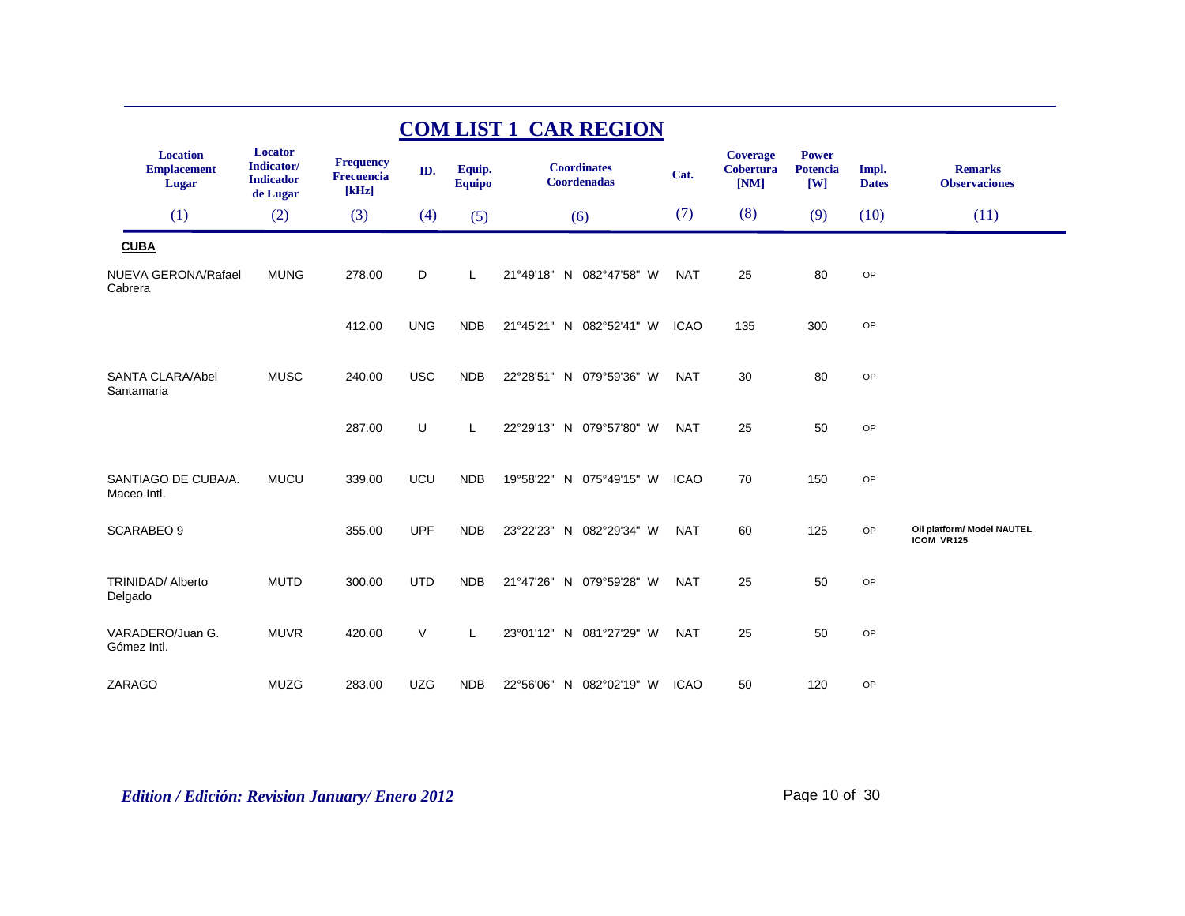# COM LIST 1 CAR REGION

| Location Emplacement Lugar | Locator Indicator/ Indicador de Lugar | Frequency Frecuencia [kHz] | ID. | Equip. Equipo | Coordinates Coordenadas | Cat. | Coverage Cobertura [NM] | Power Potencia [W] | Impl. Dates | Remarks Observaciones |
|---|---|---|---|---|---|---|---|---|---|---|
| (1) | (2) | (3) | (4) | (5) | (6) | (7) | (8) | (9) | (10) | (11) |
| **CUBA** | | | | | | | | | | |
| NUEVA GERONA/Rafael Cabrera | MUNG | 278.00 | D | L | 21°49'18" N 082°47'58" W | NAT | 25 | 80 | OP | |
| | | 412.00 | UNG | NDB | 21°45'21" N 082°52'41" W | ICAO | 135 | 300 | OP | |
| SANTA CLARA/Abel Santamaria | MUSC | 240.00 | USC | NDB | 22°28'51" N 079°59'36" W | NAT | 30 | 80 | OP | |
| | | 287.00 | U | L | 22°29'13" N 079°57'80" W | NAT | 25 | 50 | OP | |
| SANTIAGO DE CUBA/A. Maceo Intl. | MUCU | 339.00 | UCU | NDB | 19°58'22" N 075°49'15" W | ICAO | 70 | 150 | OP | |
| SCARABEO 9 | | 355.00 | UPF | NDB | 23°22'23" N 082°29'34" W | NAT | 60 | 125 | OP | **Oil platform/ Model NAUTEL ICOM VR125** |
| TRINIDAD/ Alberto Delgado | MUTD | 300.00 | UTD | NDB | 21°47'26" N 079°59'28" W | NAT | 25 | 50 | OP | |
| VARADERO/Juan G. Gómez Intl. | MUVR | 420.00 | V | L | 23°01'12" N 081°27'29" W | NAT | 25 | 50 | OP | |
| ZARAGO | MUZG | 283.00 | UZG | NDB | 22°56'06" N 082°02'19" W | ICAO | 50 | 120 | OP | |

*Edition / Edición: Revision January/ Enero 2012*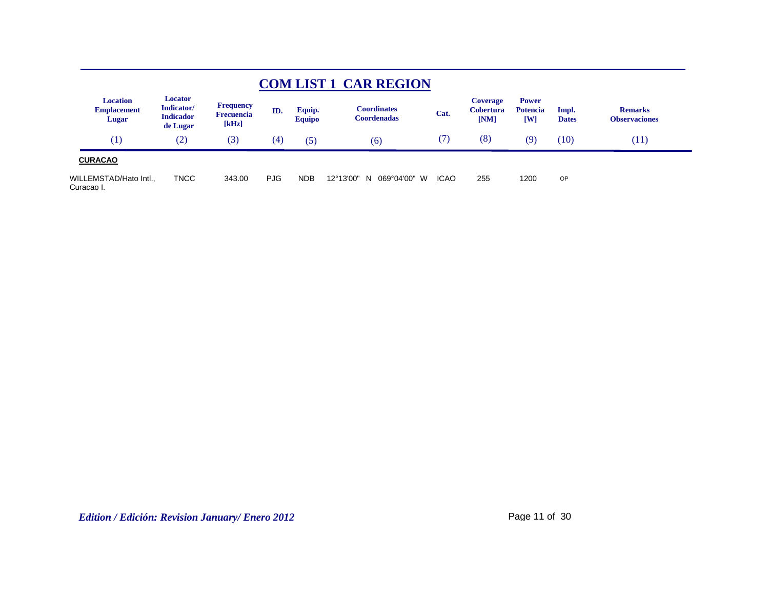# COM LIST 1 CAR REGION

| Location Emplacement Lugar | Locator Indicator/ Indicador de Lugar | Frequency Frecuencia [kHz] | ID. | Equip. Equipo | Coordinates Coordenadas | Cat. | Coverage Cobertura [NM] | Power Potencia [W] | Impl. Dates | Remarks Observaciones |
|---|---|---|---|---|---|---|---|---|---|---|
| (1) | (2) | (3) | (4) | (5) | (6) | (7) | (8) | (9) | (10) | (11) |
| **CURACAO** | | | | | | | | | | |
| WILLEMSTAD/Hato Intl., Curacao I. | TNCC | 343.00 | PJG | NDB | 12°13'00" N 069°04'00" W | ICAO | 255 | 1200 | OP | |

*Edition / Edición: Revision January/ Enero 2012*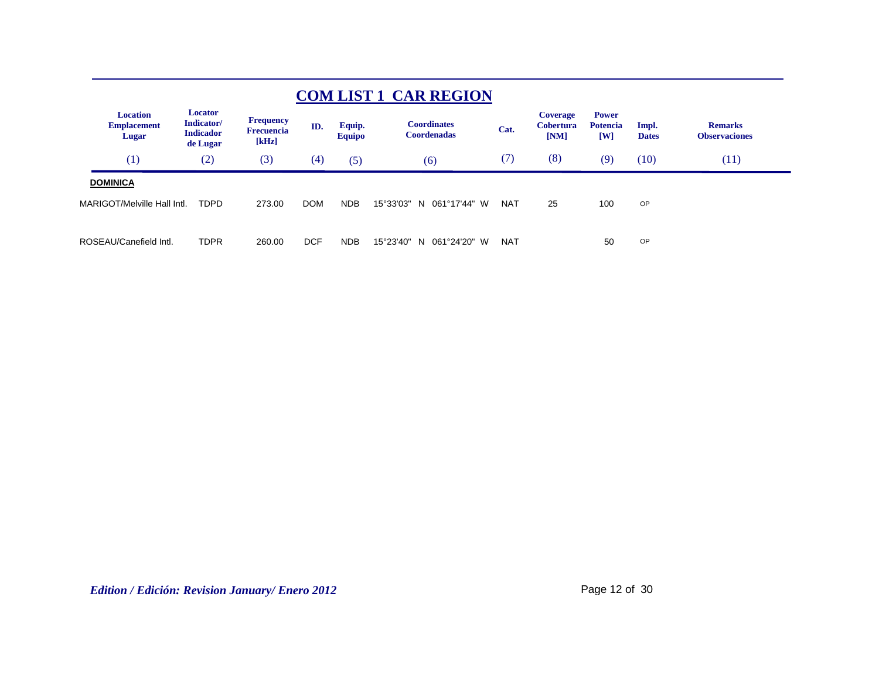## COM LIST 1 CAR REGION

| Location Emplacement Lugar | Locator Indicator/ Indicador de Lugar | Frequency Frecuencia [kHz] | ID. | Equip. Equipo | Coordinates Coordenadas | Cat. | Coverage Cobertura [NM] | Power Potencia [W] | Impl. Dates | Remarks Observaciones |
|---|---|---|---|---|---|---|---|---|---|---|
| (1) | (2) | (3) | (4) | (5) | (6) | (7) | (8) | (9) | (10) | (11) |
| **DOMINICA** | | | | | | | | | | |
| MARIGOT/Melville Hall Intl. | TDPD | 273.00 | DOM | NDB | 15°33'03" N 061°17'44" W | NAT | 25 | 100 | OP | |
| ROSEAU/Canefield Intl. | TDPR | 260.00 | DCF | NDB | 15°23'40" N 061°24'20" W | NAT | | 50 | OP | |

*Edition / Edición: Revision January/ Enero 2012*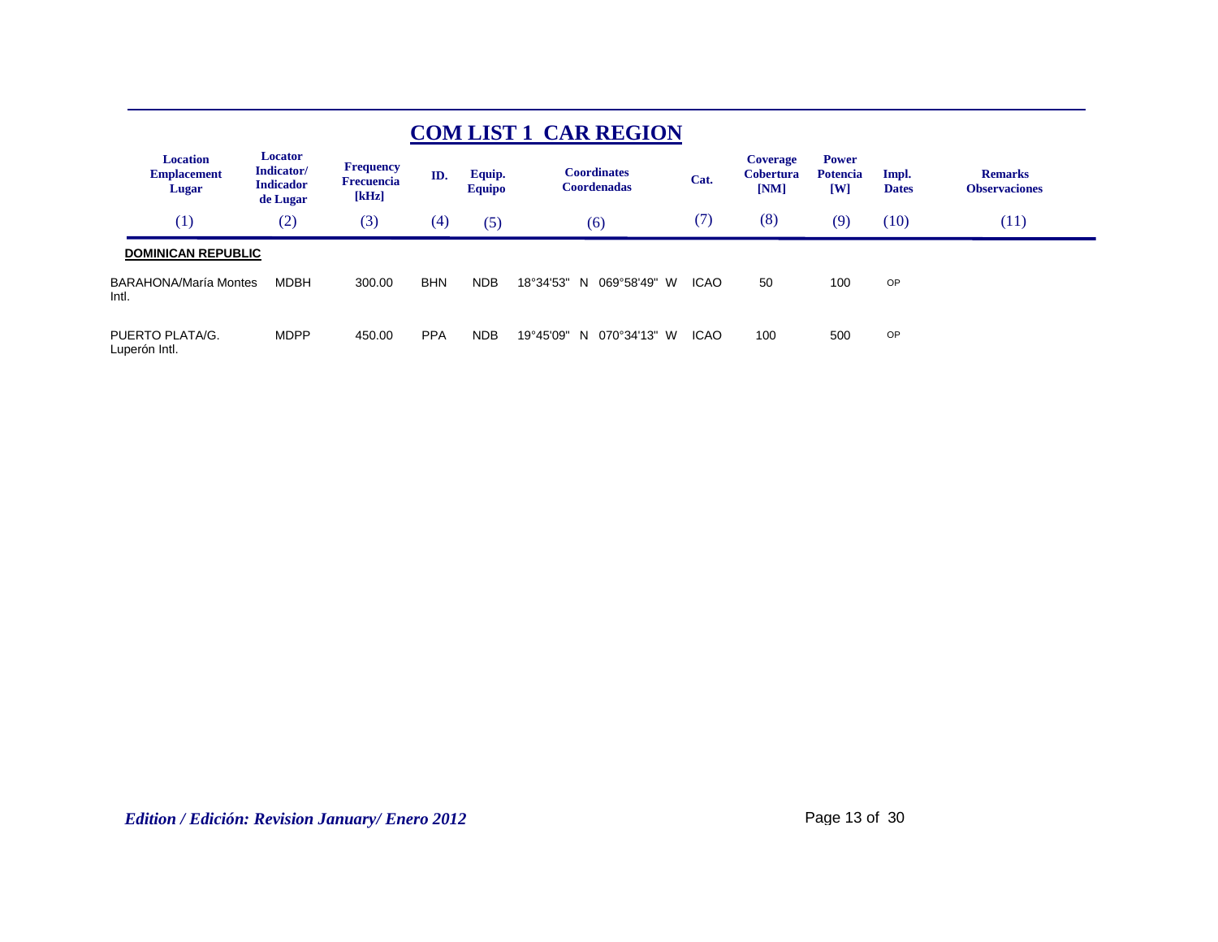# COM LIST 1 CAR REGION

| Location Emplacement Lugar | Locator Indicator/ Indicador de Lugar | Frequency Frecuencia [kHz] | ID. | Equip. Equipo | Coordinates Coordenadas | Cat. | Coverage Cobertura [NM] | Power Potencia [W] | Impl. Dates | Remarks Observaciones |
|---|---|---|---|---|---|---|---|---|---|---|
| (1) | (2) | (3) | (4) | (5) | (6) | (7) | (8) | (9) | (10) | (11) |
| **DOMINICAN REPUBLIC** | | | | | | | | | | |
| BARAHONA/María Montes Intl. | MDBH | 300.00 | BHN | NDB | 18°34'53" N 069°58'49" W | ICAO | 50 | 100 | OP | |
| PUERTO PLATA/G. Luperón Intl. | MDPP | 450.00 | PPA | NDB | 19°45'09" N 070°34'13" W | ICAO | 100 | 500 | OP | |

*Edition / Edición: Revision January/ Enero 2012*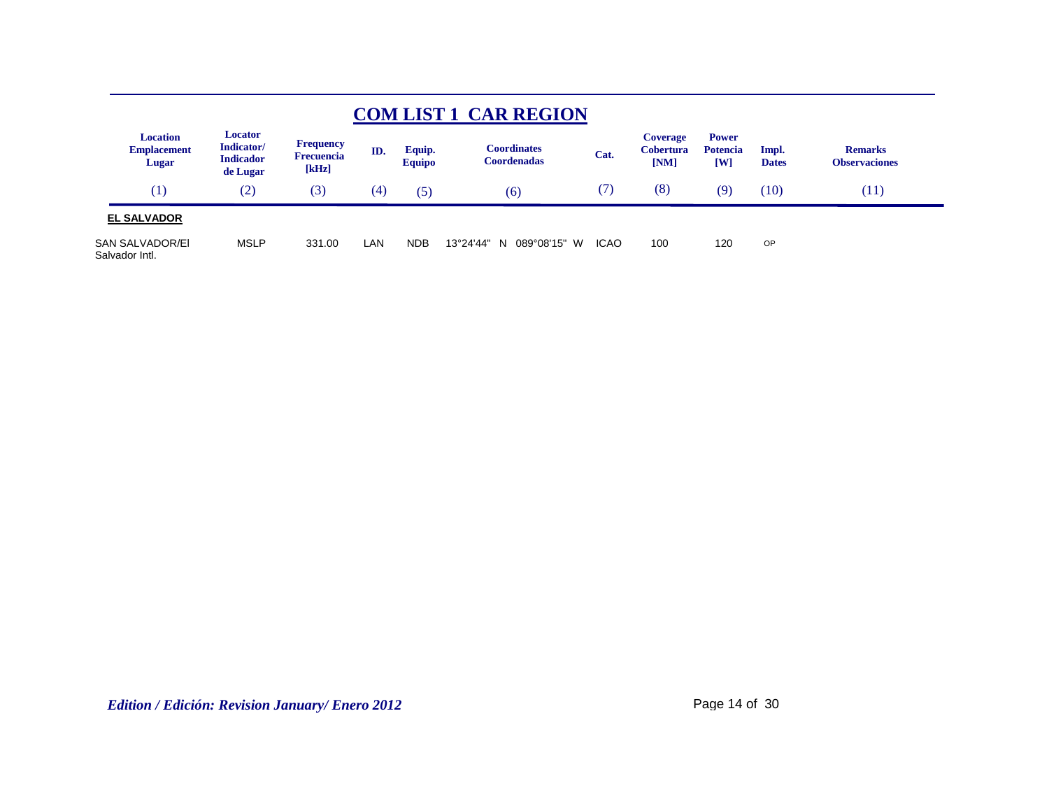# COM LIST 1 CAR REGION

| Location Emplacement Lugar | Locator Indicator/ Indicador de Lugar | Frequency Frecuencia [kHz] | ID. | Equip. Equipo | Coordinates Coordenadas | Cat. | Coverage Cobertura [NM] | Power Potencia [W] | Impl. Dates | Remarks Observaciones |
|---|---|---|---|---|---|---|---|---|---|---|
| (1) | (2) | (3) | (4) | (5) | (6) | (7) | (8) | (9) | (10) | (11) |
| **EL SALVADOR** | | | | | | | | | | |
| SAN SALVADOR/El Salvador Intl. | MSLP | 331.00 | LAN | NDB | 13°24'44" N 089°08'15" W | ICAO | 100 | 120 | OP | |

*Edition / Edición: Revision January/ Enero 2012*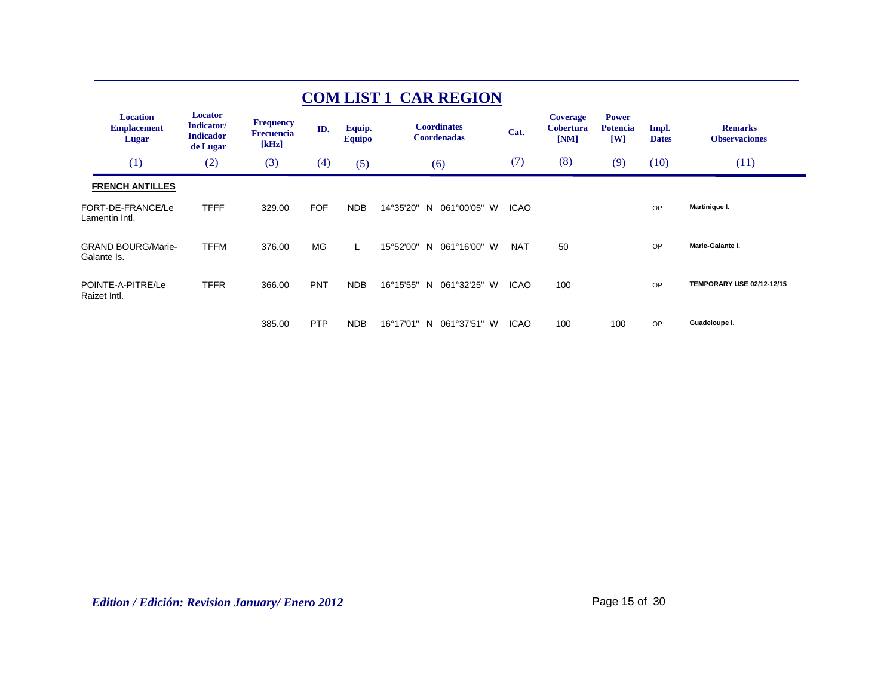# COM LIST 1 CAR REGION

| Location Emplacement Lugar | Locator Indicator/ Indicador de Lugar | Frequency Frecuencia [kHz] | ID. | Equip. Equipo | Coordinates Coordenadas | Cat. | Coverage Cobertura [NM] | Power Potencia [W] | Impl. Dates | Remarks Observaciones |
|---|---|---|---|---|---|---|---|---|---|---|
| (1) | (2) | (3) | (4) | (5) | (6) | (7) | (8) | (9) | (10) | (11) |
| **FRENCH ANTILLES** | | | | | | | | | | |
| FORT-DE-FRANCE/Le Lamentin Intl. | TFFF | 329.00 | FOF | NDB | 14°35'20" N 061°00'05" W | ICAO | | | OP | **Martinique I.** |
| GRAND BOURG/Marie-Galante Is. | TFFM | 376.00 | MG | L | 15°52'00" N 061°16'00" W | NAT | 50 | | OP | **Marie-Galante I.** |
| POINTE-A-PITRE/Le Raizet Intl. | TFFR | 366.00 | PNT | NDB | 16°15'55" N 061°32'25" W | ICAO | 100 | | OP | **TEMPORARY USE 02/12-12/15** |
| | | 385.00 | PTP | NDB | 16°17'01" N 061°37'51" W | ICAO | 100 | 100 | OP | **Guadeloupe I.** |

*Edition / Edición: Revision January/ Enero 2012*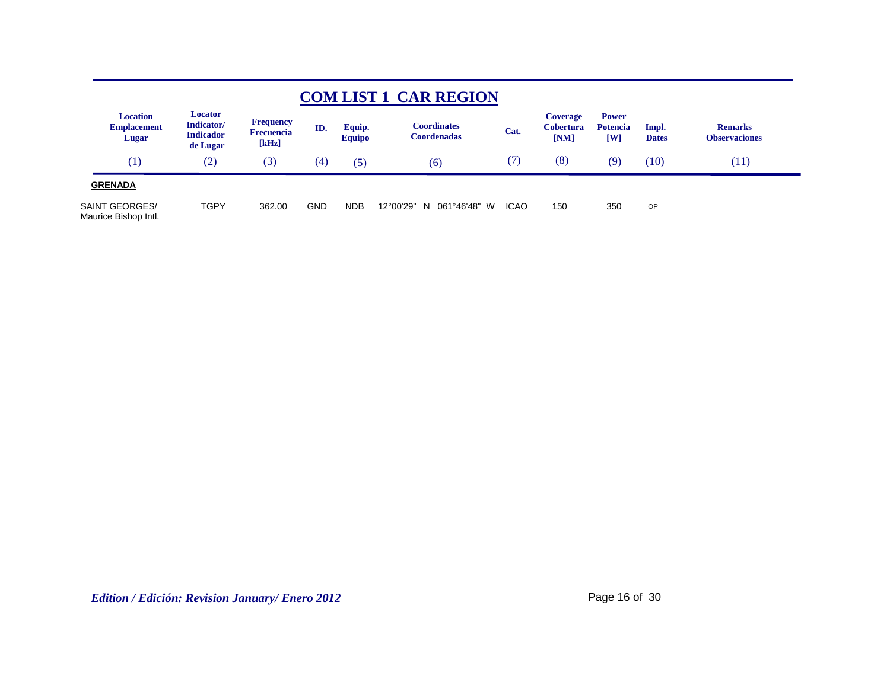# COM LIST 1 CAR REGION

| Location Emplacement Lugar | Locator Indicator/ Indicador de Lugar | Frequency Frecuencia [kHz] | ID. | Equip. Equipo | Coordinates Coordenadas | Cat. | Coverage Cobertura [NM] | Power Potencia [W] | Impl. Dates | Remarks Observaciones |
|---|---|---|---|---|---|---|---|---|---|---|
| (1) | (2) | (3) | (4) | (5) | (6) | (7) | (8) | (9) | (10) | (11) |
| **GRENADA** | | | | | | | | | | |
| SAINT GEORGES/ Maurice Bishop Intl. | TGPY | 362.00 | GND | NDB | 12°00'29" N 061°46'48" W | ICAO | 150 | 350 | OP | |

*Edition / Edición: Revision January/ Enero 2012*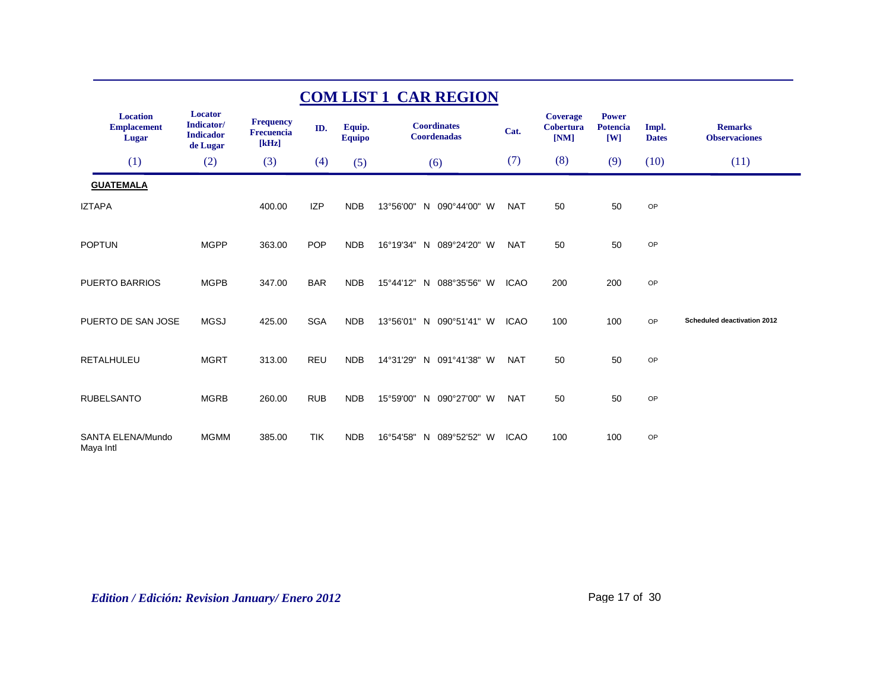# COM LIST 1 CAR REGION

| Location Emplacement Lugar | Locator Indicator/ Indicador de Lugar | Frequency Frecuencia [kHz] | ID. | Equip. Equipo | Coordinates Coordenadas | Cat. | Coverage Cobertura [NM] | Power Potencia [W] | Impl. Dates | Remarks Observaciones |
|---|---|---|---|---|---|---|---|---|---|---|
| (1) | (2) | (3) | (4) | (5) | (6) | (7) | (8) | (9) | (10) | (11) |
| **GUATEMALA** | | | | | | | | | | |
| IZTAPA | | 400.00 | IZP | NDB | 13°56'00" N 090°44'00" W | NAT | 50 | 50 | OP | |
| POPTUN | MGPP | 363.00 | POP | NDB | 16°19'34" N 089°24'20" W | NAT | 50 | 50 | OP | |
| PUERTO BARRIOS | MGPB | 347.00 | BAR | NDB | 15°44'12" N 088°35'56" W | ICAO | 200 | 200 | OP | |
| PUERTO DE SAN JOSE | MGSJ | 425.00 | SGA | NDB | 13°56'01" N 090°51'41" W | ICAO | 100 | 100 | OP | **Scheduled deactivation 2012** |
| RETALHULEU | MGRT | 313.00 | REU | NDB | 14°31'29" N 091°41'38" W | NAT | 50 | 50 | OP | |
| RUBELSANTO | MGRB | 260.00 | RUB | NDB | 15°59'00" N 090°27'00" W | NAT | 50 | 50 | OP | |
| SANTA ELENA/Mundo Maya Intl | MGMM | 385.00 | TIK | NDB | 16°54'58" N 089°52'52" W | ICAO | 100 | 100 | OP | |

*Edition / Edición: Revision January/ Enero 2012*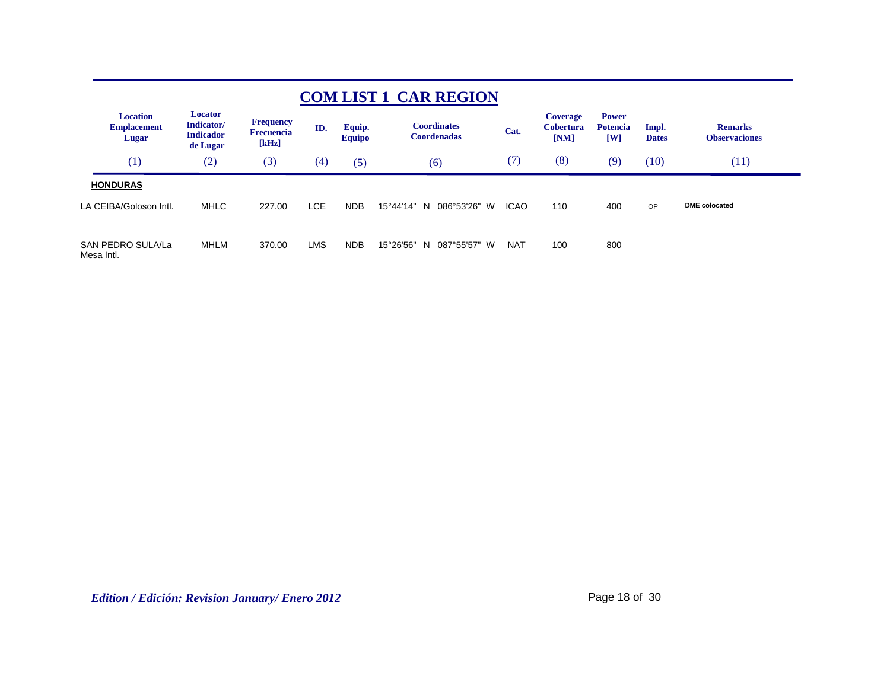# COM LIST 1 CAR REGION

| Location Emplacement Lugar | Locator Indicator/ Indicador de Lugar | Frequency Frecuencia [kHz] | ID. | Equip. Equipo | Coordinates Coordenadas | Cat. | Coverage Cobertura [NM] | Power Potencia [W] | Impl. Dates | Remarks Observaciones |
|---|---|---|---|---|---|---|---|---|---|---|
| (1) | (2) | (3) | (4) | (5) | (6) | (7) | (8) | (9) | (10) | (11) |
| **HONDURAS** | | | | | | | | | | |
| LA CEIBA/Goloson Intl. | MHLC | 227.00 | LCE | NDB | 15°44'14" N 086°53'26" W | ICAO | 110 | 400 | OP | **DME colocated** |
| SAN PEDRO SULA/La Mesa Intl. | MHLM | 370.00 | LMS | NDB | 15°26'56" N 087°55'57" W | NAT | 100 | 800 | | |

*Edition / Edición: Revision January/ Enero 2012*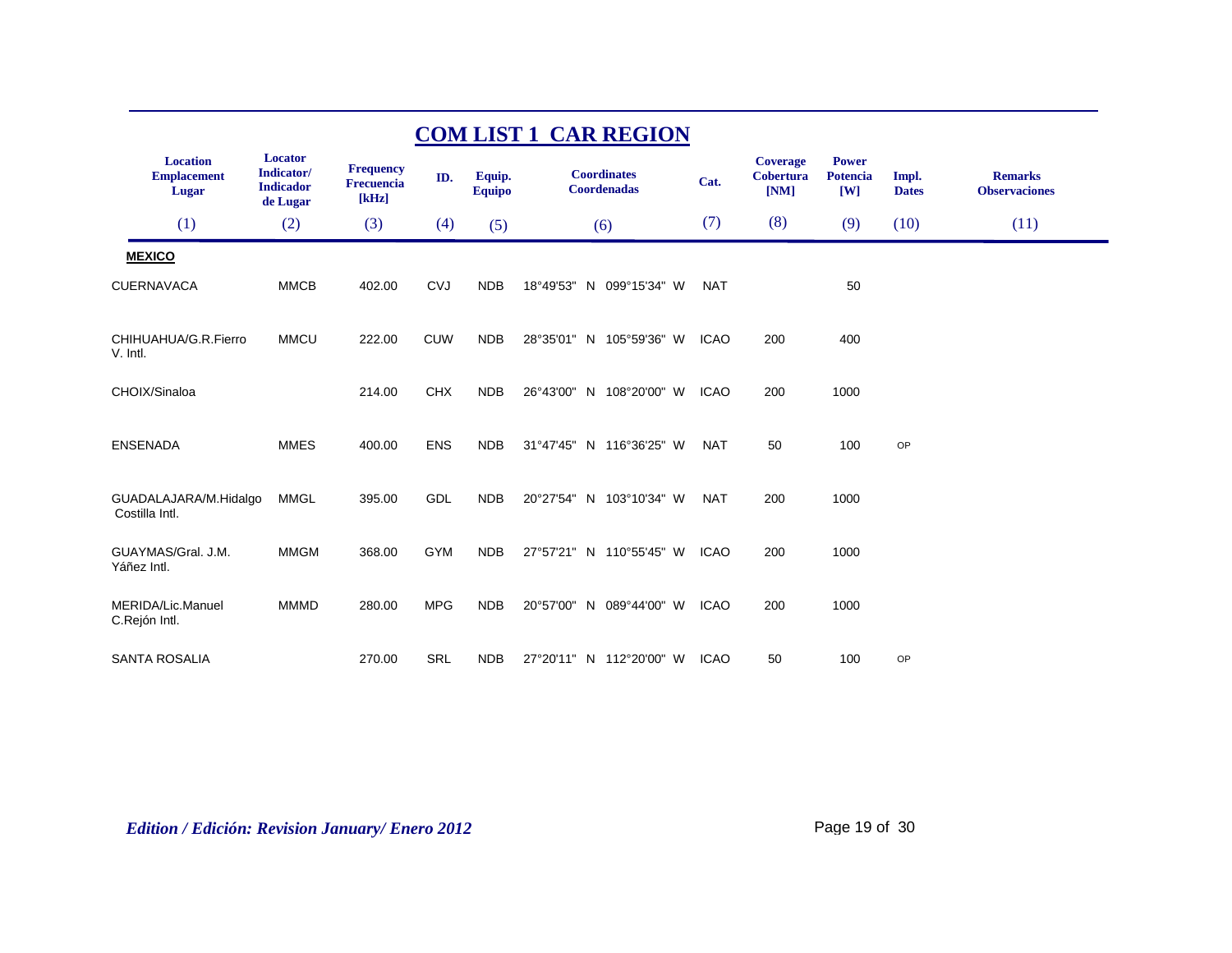# COM LIST 1 CAR REGION

| Location Emplacement Lugar | Locator Indicator/ Indicador de Lugar | Frequency Frecuencia [kHz] | ID. | Equip. Equipo | Coordinates Coordenadas | Cat. | Coverage Cobertura [NM] | Power Potencia [W] | Impl. Dates | Remarks Observaciones |
|---|---|---|---|---|---|---|---|---|---|---|
| (1) | (2) | (3) | (4) | (5) | (6) | (7) | (8) | (9) | (10) | (11) |
| **MEXICO** | | | | | | | | | | |
| CUERNAVACA | MMCB | 402.00 | CVJ | NDB | 18°49'53" N 099°15'34" W | NAT | | 50 | | |
| CHIHUAHUA/G.R.Fierro V. Intl. | MMCU | 222.00 | CUW | NDB | 28°35'01" N 105°59'36" W | ICAO | 200 | 400 | | |
| CHOIX/Sinaloa | | 214.00 | CHX | NDB | 26°43'00" N 108°20'00" W | ICAO | 200 | 1000 | | |
| ENSENADA | MMES | 400.00 | ENS | NDB | 31°47'45" N 116°36'25" W | NAT | 50 | 100 | OP | |
| GUADALAJARA/M.Hidalgo Costilla Intl. | MMGL | 395.00 | GDL | NDB | 20°27'54" N 103°10'34" W | NAT | 200 | 1000 | | |
| GUAYMAS/Gral. J.M. Yáñez Intl. | MMGM | 368.00 | GYM | NDB | 27°57'21" N 110°55'45" W | ICAO | 200 | 1000 | | |
| MERIDA/Lic.Manuel C.Rejón Intl. | MMMD | 280.00 | MPG | NDB | 20°57'00" N 089°44'00" W | ICAO | 200 | 1000 | | |
| SANTA ROSALIA | | 270.00 | SRL | NDB | 27°20'11" N 112°20'00" W | ICAO | 50 | 100 | OP | |

*Edition / Edición: Revision January/ Enero 2012*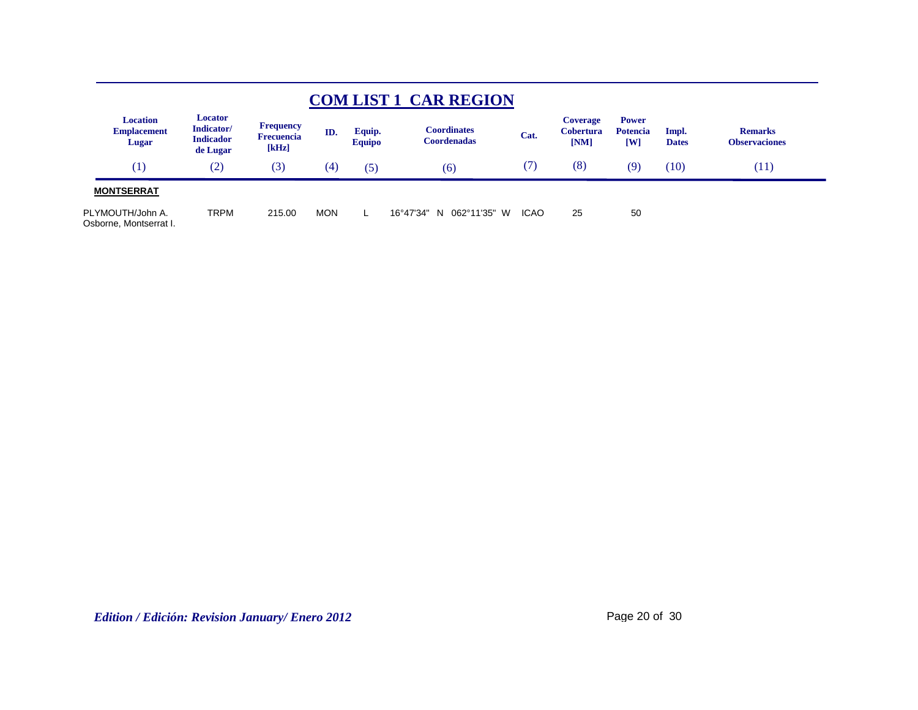## COM LIST 1 CAR REGION

| Location Emplacement Lugar | Locator Indicator/ Indicador de Lugar | Frequency Frecuencia [kHz] | ID. | Equip. Equipo | Coordinates Coordenadas | Cat. | Coverage Cobertura [NM] | Power Potencia [W] | Impl. Dates | Remarks Observaciones |
|---|---|---|---|---|---|---|---|---|---|---|
| (1) | (2) | (3) | (4) | (5) | (6) | (7) | (8) | (9) | (10) | (11) |
| **MONTSERRAT** | | | | | | | | | | |
| PLYMOUTH/John A. Osborne, Montserrat I. | TRPM | 215.00 | MON | L | 16°47'34" N 062°11'35" W | ICAO | 25 | 50 | | |

*Edition / Edición: Revision January/ Enero 2012*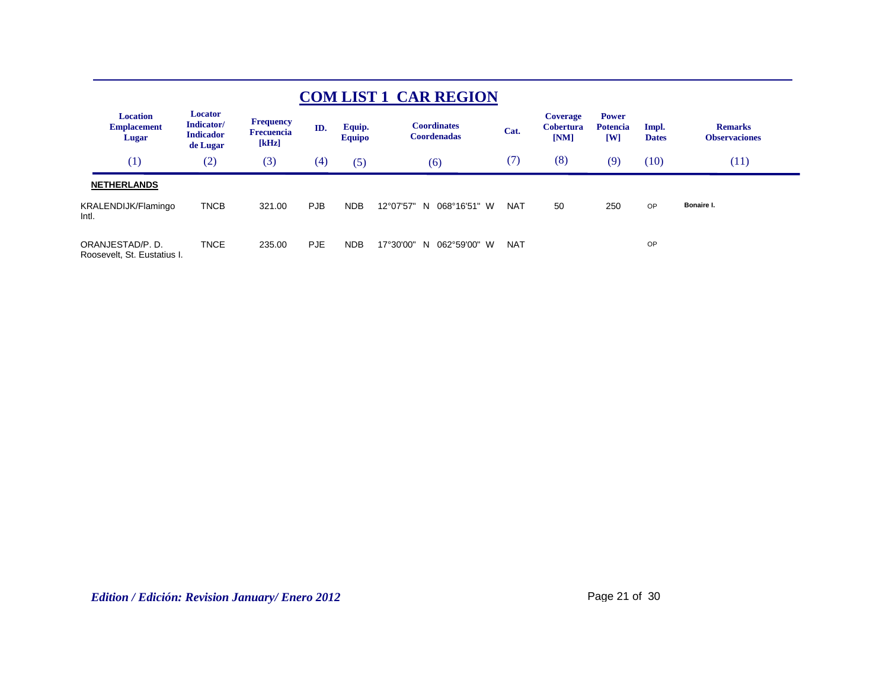## COM LIST 1 CAR REGION

| Location Emplacement Lugar | Locator Indicator/ Indicador de Lugar | Frequency Frecuencia [kHz] | ID. | Equip. Equipo | Coordinates Coordenadas | Cat. | Coverage Cobertura [NM] | Power Potencia [W] | Impl. Dates | Remarks Observaciones |
|---|---|---|---|---|---|---|---|---|---|---|
| (1) | (2) | (3) | (4) | (5) | (6) | (7) | (8) | (9) | (10) | (11) |
| **NETHERLANDS** | | | | | | | | | | |
| KRALENDIJK/Flamingo Intl. | TNCB | 321.00 | PJB | NDB | 12°07'57" N 068°16'51" W | NAT | 50 | 250 | OP | **Bonaire I.** |
| ORANJESTAD/P. D. Roosevelt, St. Eustatius I. | TNCE | 235.00 | PJE | NDB | 17°30'00" N 062°59'00" W | NAT | | | OP | |

*Edition / Edición: Revision January/ Enero 2012*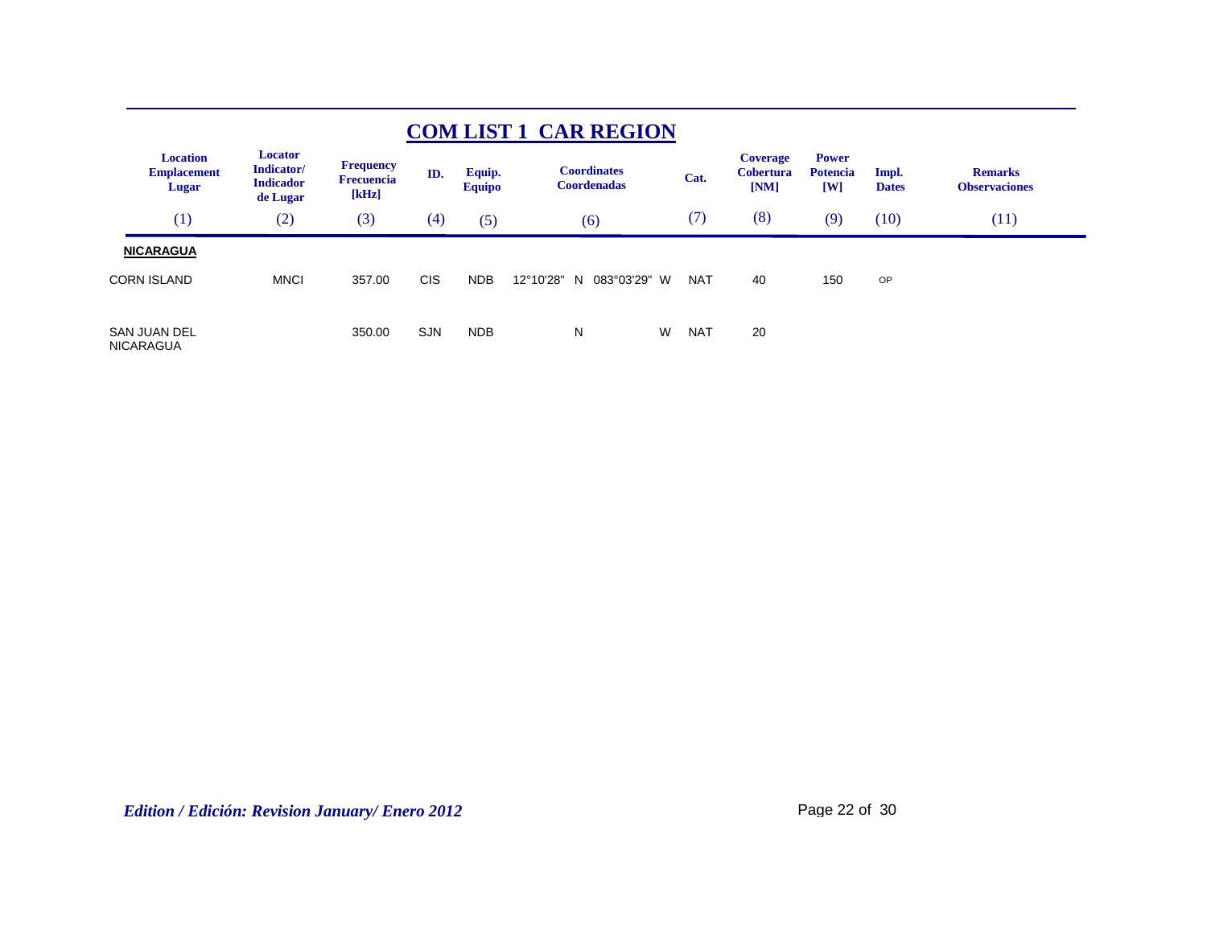# COM LIST 1 CAR REGION

| Location Emplacement Lugar | Locator Indicator/ Indicador de Lugar | Frequency Frecuencia [kHz] | ID. | Equip. Equipo | Coordinates Coordenadas | Cat. | Coverage Cobertura [NM] | Power Potencia [W] | Impl. Dates | Remarks Observaciones |
|---|---|---|---|---|---|---|---|---|---|---|
| (1) | (2) | (3) | (4) | (5) | (6) | (7) | (8) | (9) | (10) | (11) |
| **NICARAGUA** | | | | | | | | | | |
| CORN ISLAND | MNCI | 357.00 | CIS | NDB | 12°10'28" N 083°03'29" W | NAT | 40 | 150 | OP | |
| SAN JUAN DEL NICARAGUA | | 350.00 | SJN | NDB | N W | NAT | 20 | | | |

*Edition / Edición: Revision January/ Enero 2012*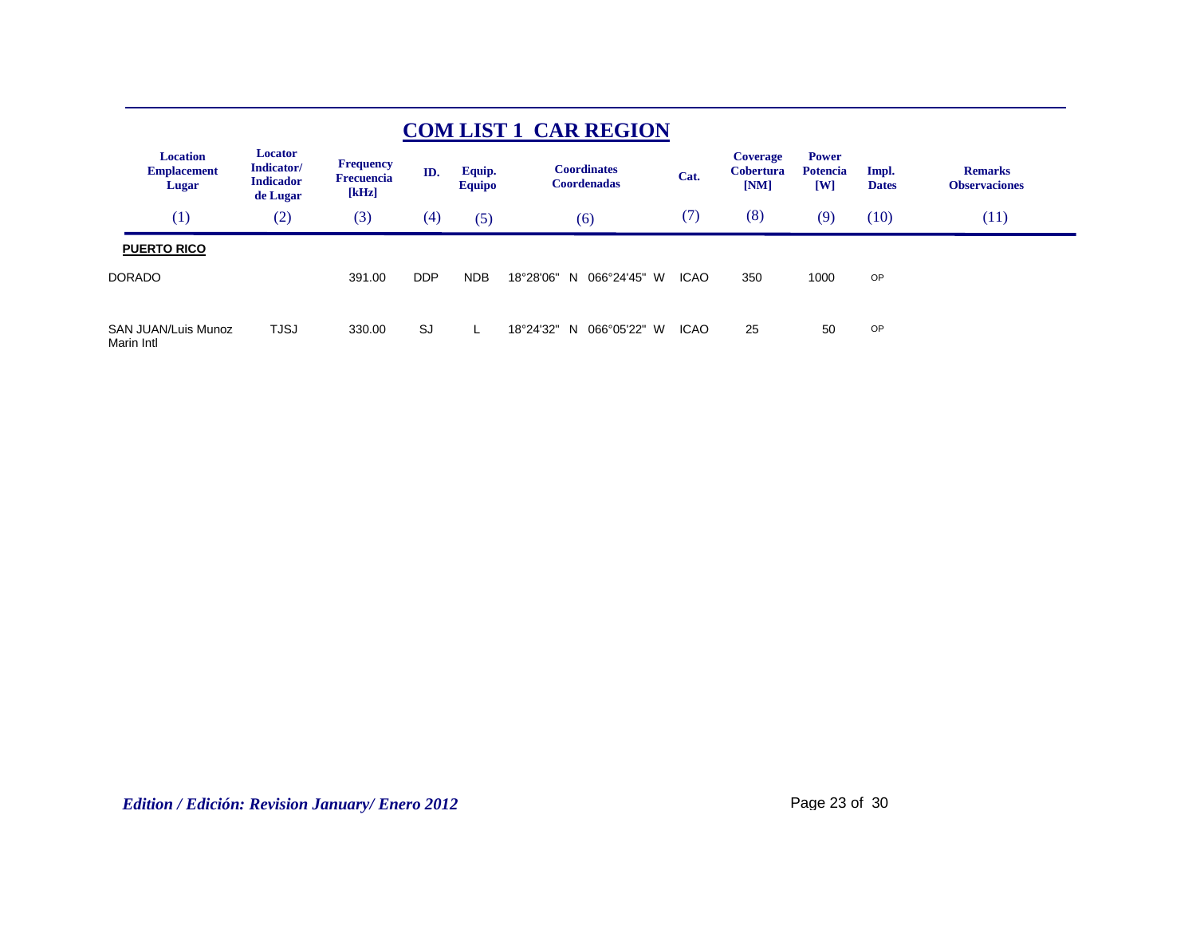# COM LIST 1 CAR REGION

| Location Emplacement Lugar | Locator Indicator/ Indicador de Lugar | Frequency Frecuencia [kHz] | ID. | Equip. Equipo | Coordinates Coordenadas | Cat. | Coverage Cobertura [NM] | Power Potencia [W] | Impl. Dates | Remarks Observaciones |
|---|---|---|---|---|---|---|---|---|---|---|
| (1) | (2) | (3) | (4) | (5) | (6) | (7) | (8) | (9) | (10) | (11) |
| **PUERTO RICO** | | | | | | | | | | |
| DORADO | | 391.00 | DDP | NDB | 18°28'06" N 066°24'45" W | ICAO | 350 | 1000 | OP | |
| SAN JUAN/Luis Munoz Marin Intl | TJSJ | 330.00 | SJ | L | 18°24'32" N 066°05'22" W | ICAO | 25 | 50 | OP | |

*Edition / Edición: Revision January/ Enero 2012*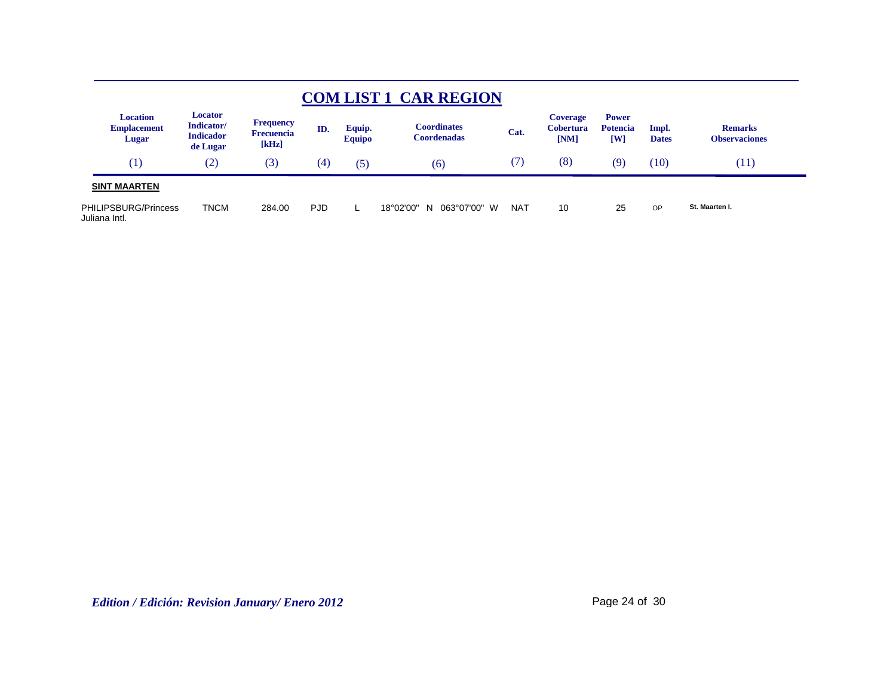# COM LIST 1 CAR REGION

| Location Emplacement Lugar | Locator Indicator/ Indicador de Lugar | Frequency Frecuencia [kHz] | ID. | Equip. Equipo | Coordinates Coordenadas | Cat. | Coverage Cobertura [NM] | Power Potencia [W] | Impl. Dates | Remarks Observaciones |
|---|---|---|---|---|---|---|---|---|---|---|
| (1) | (2) | (3) | (4) | (5) | (6) | (7) | (8) | (9) | (10) | (11) |
| **SINT MAARTEN** | | | | | | | | | | |
| PHILIPSBURG/Princess Juliana Intl. | TNCM | 284.00 | PJD | L | 18°02'00" N 063°07'00" W | NAT | 10 | 25 | OP | St. Maarten I. |

*Edition / Edición: Revision January/ Enero 2012*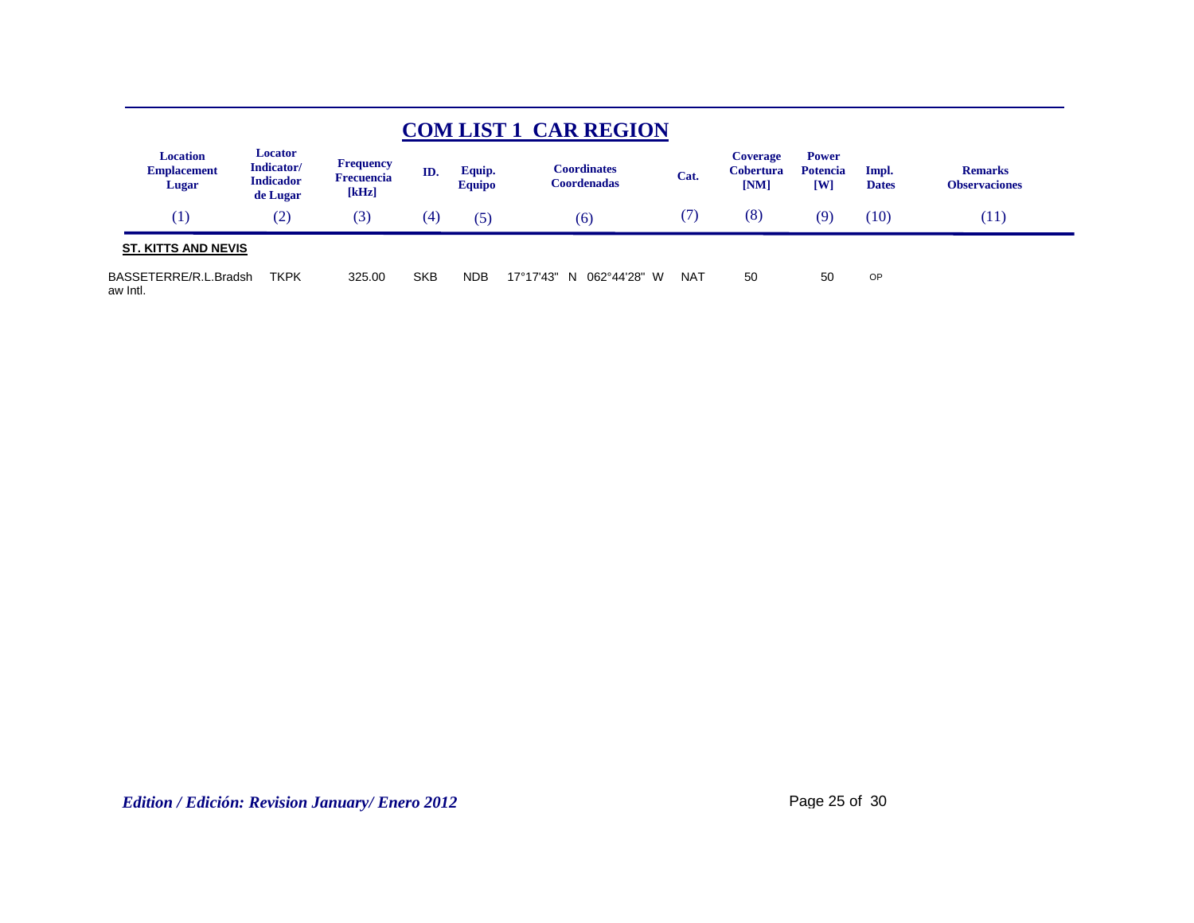# COM LIST 1 CAR REGION

| Location Emplacement Lugar | Locator Indicator/ Indicador de Lugar | Frequency Frecuencia [kHz] | ID. | Equip. Equipo | Coordinates Coordenadas | Cat. | Coverage Cobertura [NM] | Power Potencia [W] | Impl. Dates | Remarks Observaciones |
|---|---|---|---|---|---|---|---|---|---|---|
| (1) | (2) | (3) | (4) | (5) | (6) | (7) | (8) | (9) | (10) | (11) |
| **ST. KITTS AND NEVIS** | | | | | | | | | | |
| BASSETERRE/R.L.Bradshaw Intl. | TKPK | 325.00 | SKB | NDB | 17°17'43" N 062°44'28" W | NAT | 50 | 50 | OP | |

*Edition / Edición: Revision January/ Enero 2012*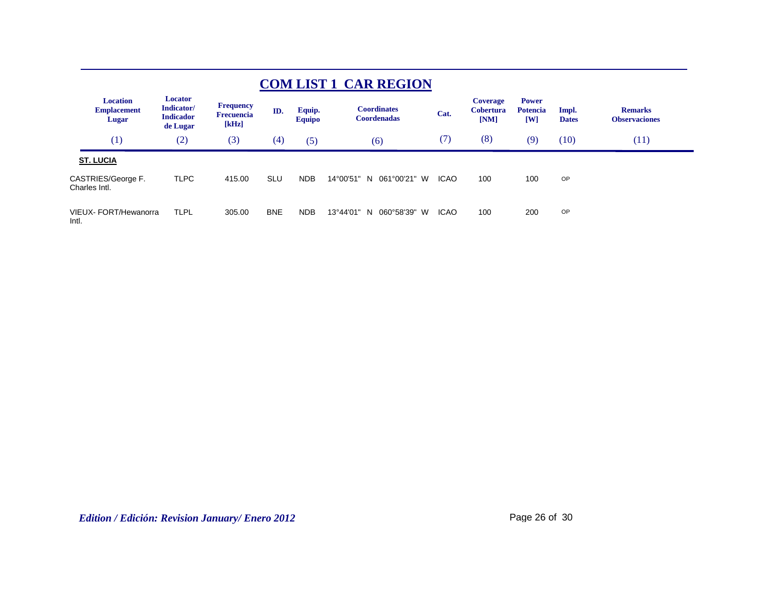# COM LIST 1 CAR REGION

| Location Emplacement Lugar | Locator Indicator/ Indicador de Lugar | Frequency Frecuencia [kHz] | ID. | Equip. Equipo | Coordinates Coordenadas | Cat. | Coverage Cobertura [NM] | Power Potencia [W] | Impl. Dates | Remarks Observaciones |
|---|---|---|---|---|---|---|---|---|---|---|
| (1) | (2) | (3) | (4) | (5) | (6) | (7) | (8) | (9) | (10) | (11) |
| **ST. LUCIA** | | | | | | | | | | |
| CASTRIES/George F. Charles Intl. | TLPC | 415.00 | SLU | NDB | 14°00'51" N 061°00'21" W | ICAO | 100 | 100 | OP | |
| VIEUX- FORT/Hewanorra Intl. | TLPL | 305.00 | BNE | NDB | 13°44'01" N 060°58'39" W | ICAO | 100 | 200 | OP | |

*Edition / Edición: Revision January/ Enero 2012*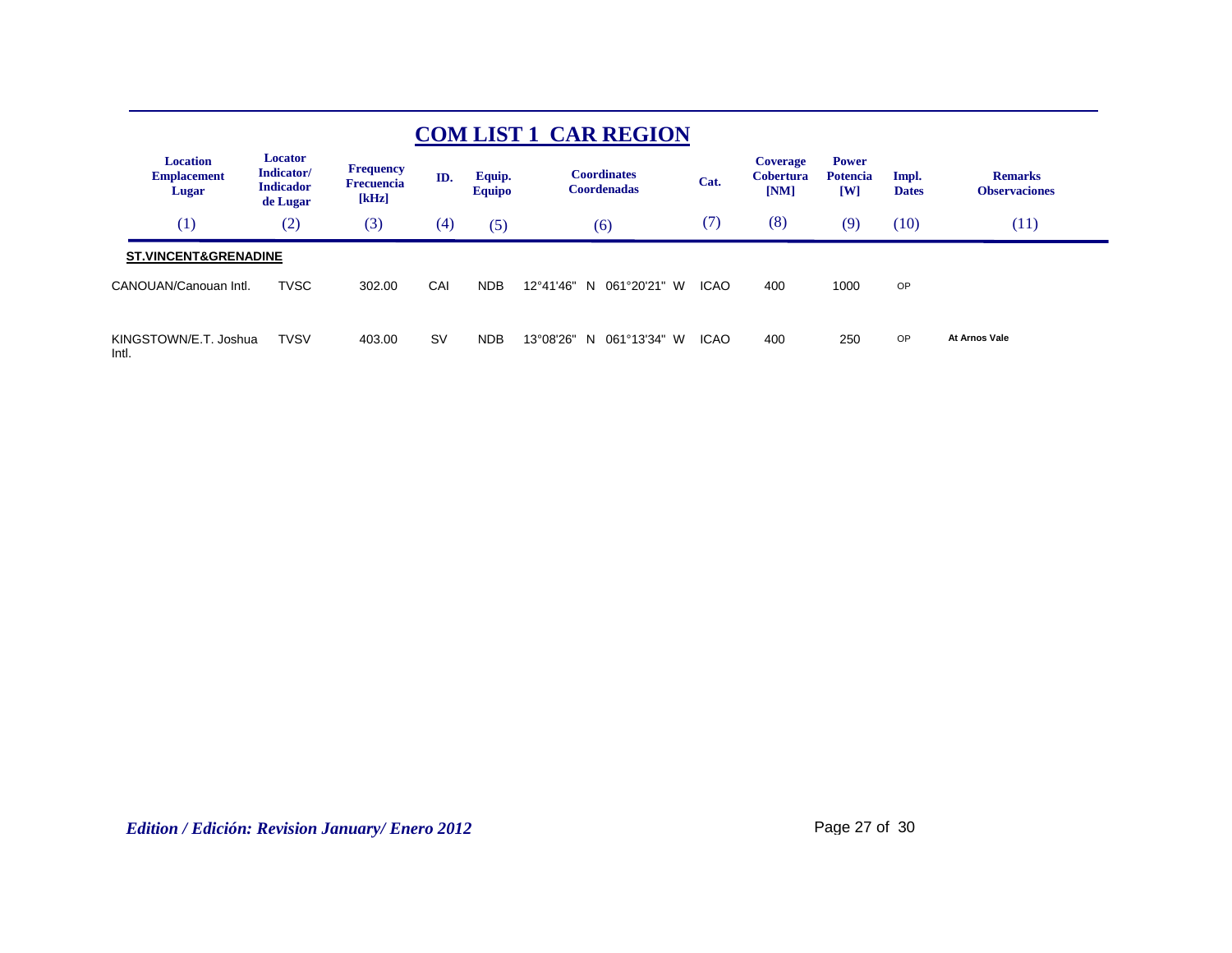# COM LIST 1 CAR REGION

| Location Emplacement Lugar | Locator Indicator/ Indicador de Lugar | Frequency Frecuencia [kHz] | ID. | Equip. Equipo | Coordinates Coordenadas | Cat. | Coverage Cobertura [NM] | Power Potencia [W] | Impl. Dates | Remarks Observaciones |
|---|---|---|---|---|---|---|---|---|---|---|
| (1) | (2) | (3) | (4) | (5) | (6) | (7) | (8) | (9) | (10) | (11) |
| **ST.VINCENT&GRENADINE** | | | | | | | | | | |
| CANOUAN/Canouan Intl. | TVSC | 302.00 | CAI | NDB | 12°41'46" N 061°20'21" W | ICAO | 400 | 1000 | OP | |
| KINGSTOWN/E.T. Joshua Intl. | TVSV | 403.00 | SV | NDB | 13°08'26" N 061°13'34" W | ICAO | 400 | 250 | OP | At Arnos Vale |

*Edition / Edición: Revision January/ Enero 2012*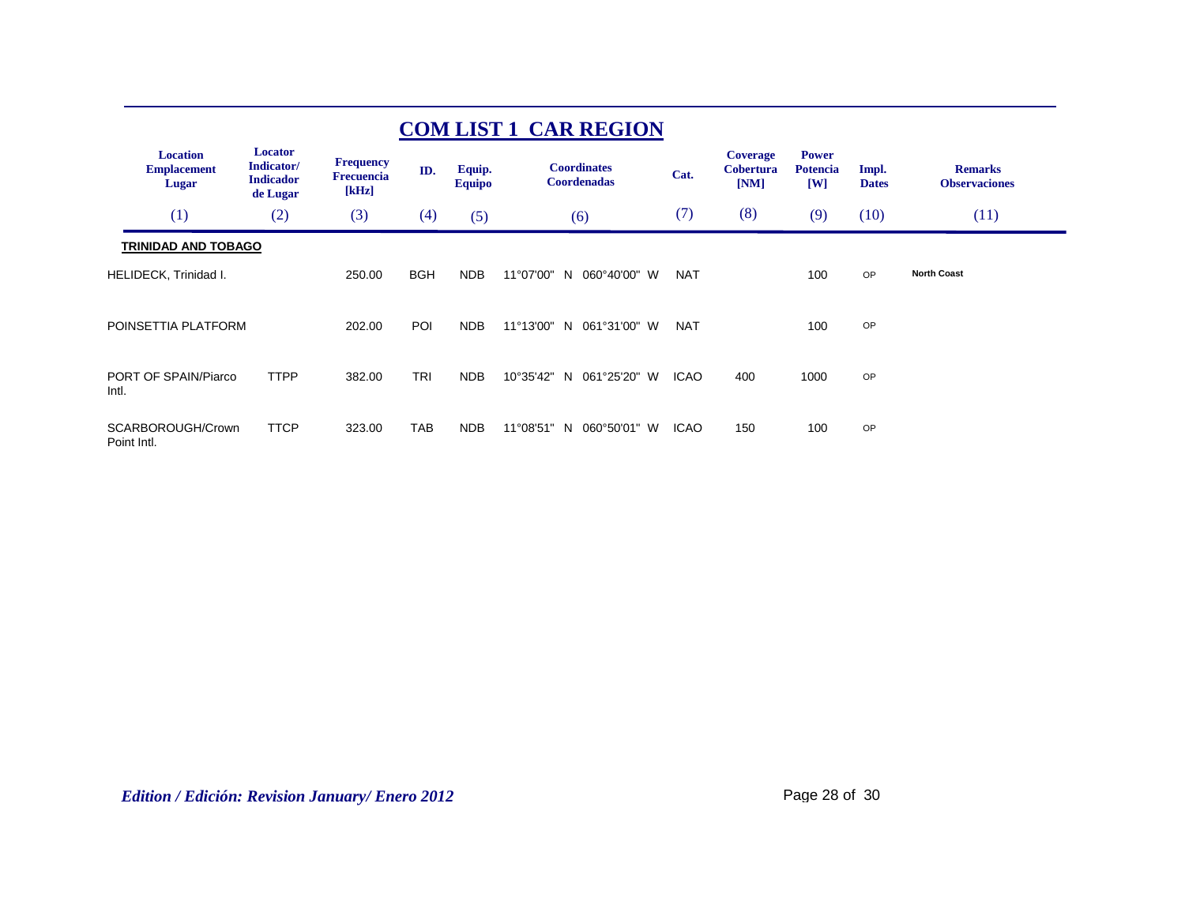# COM LIST 1 CAR REGION

| Location Emplacement Lugar | Locator Indicator/ Indicador de Lugar | Frequency Frecuencia [kHz] | ID. | Equip. Equipo | Coordinates Coordenadas | Cat. | Coverage Cobertura [NM] | Power Potencia [W] | Impl. Dates | Remarks Observaciones |
|---|---|---|---|---|---|---|---|---|---|---|
| (1) | (2) | (3) | (4) | (5) | (6) | (7) | (8) | (9) | (10) | (11) |
| **TRINIDAD AND TOBAGO** | | | | | | | | | | |
| HELIDECK, Trinidad I. | | 250.00 | BGH | NDB | 11°07'00" N 060°40'00" W | NAT | | 100 | OP | **North Coast** |
| POINSETTIA PLATFORM | | 202.00 | POI | NDB | 11°13'00" N 061°31'00" W | NAT | | 100 | OP | |
| PORT OF SPAIN/Piarco Intl. | TTPP | 382.00 | TRI | NDB | 10°35'42" N 061°25'20" W | ICAO | 400 | 1000 | OP | |
| SCARBOROUGH/Crown Point Intl. | TTCP | 323.00 | TAB | NDB | 11°08'51" N 060°50'01" W | ICAO | 150 | 100 | OP | |

*Edition / Edición: Revision January/ Enero 2012*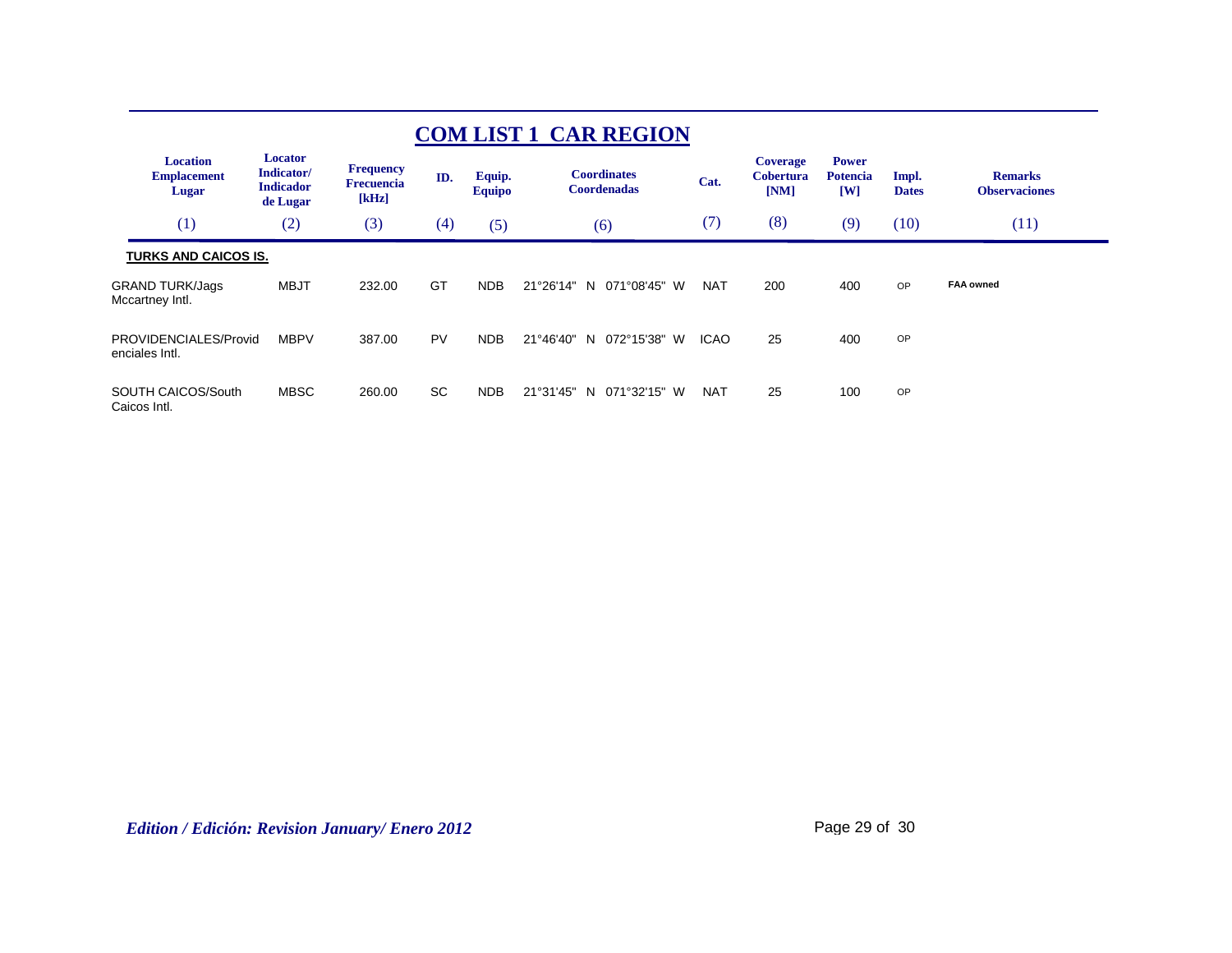## COM LIST 1 CAR REGION

| Location Emplacement Lugar | Locator Indicator/ Indicador de Lugar | Frequency Frecuencia [kHz] | ID. | Equip. Equipo | Coordinates Coordenadas | Cat. | Coverage Cobertura [NM] | Power Potencia [W] | Impl. Dates | Remarks Observaciones |
|---|---|---|---|---|---|---|---|---|---|---|
| (1) | (2) | (3) | (4) | (5) | (6) | (7) | (8) | (9) | (10) | (11) |
| **TURKS AND CAICOS IS.** | | | | | | | | | | |
| GRAND TURK/Jags Mccartney Intl. | MBJT | 232.00 | GT | NDB | 21°26'14" N 071°08'45" W | NAT | 200 | 400 | OP | **FAA owned** |
| PROVIDENCIALES/Providenciales Intl. | MBPV | 387.00 | PV | NDB | 21°46'40" N 072°15'38" W | ICAO | 25 | 400 | OP | |
| SOUTH CAICOS/South Caicos Intl. | MBSC | 260.00 | SC | NDB | 21°31'45" N 071°32'15" W | NAT | 25 | 100 | OP | |

*Edition / Edición: Revision January/ Enero 2012*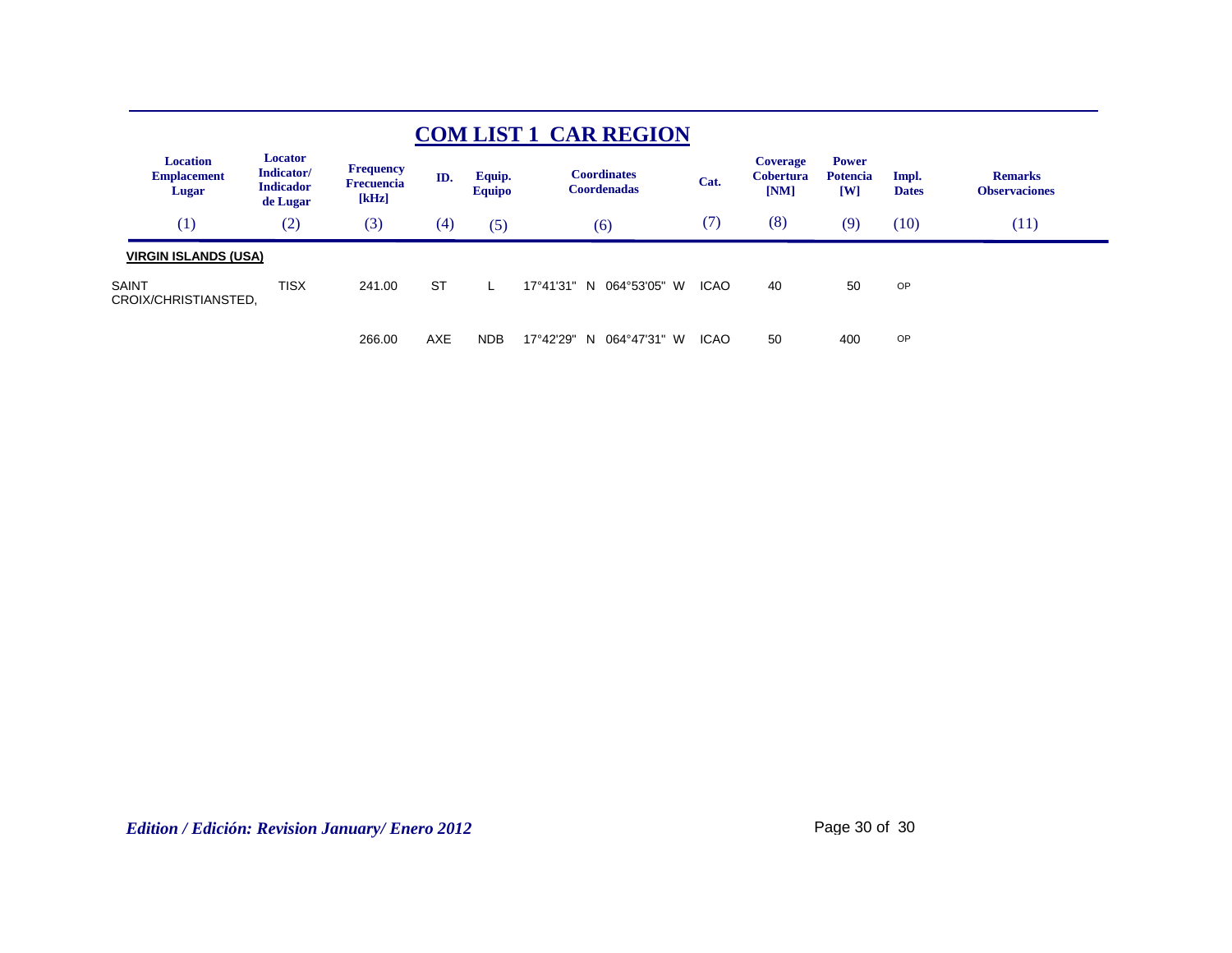# COM LIST 1 CAR REGION

| Location Emplacement Lugar | Locator Indicator/ Indicador de Lugar | Frequency Frecuencia [kHz] | ID. | Equip. Equipo | Coordinates Coordenadas | Cat. | Coverage Cobertura [NM] | Power Potencia [W] | Impl. Dates | Remarks Observaciones |
|---|---|---|---|---|---|---|---|---|---|---|
| (1) | (2) | (3) | (4) | (5) | (6) | (7) | (8) | (9) | (10) | (11) |
| **VIRGIN ISLANDS (USA)** | | | | | | | | | | |
| SAINT CROIX/CHRISTIANSTED, | TISX | 241.00 | ST | L | 17°41'31" N 064°53'05" W | ICAO | 40 | 50 | OP | |
| | | 266.00 | AXE | NDB | 17°42'29" N 064°47'31" W | ICAO | 50 | 400 | OP | |

*Edition / Edición: Revision January/ Enero 2012*